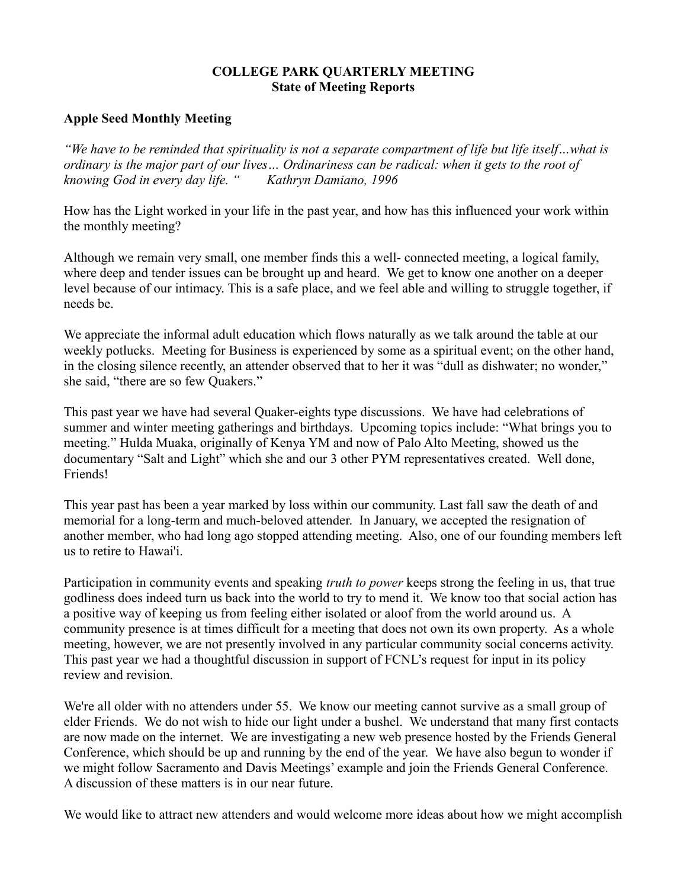**COLLEGE PARK QUARTERLY MEETING**
**State of Meeting Reports**

## Apple Seed Monthly Meeting

*"We have to be reminded that spirituality is not a separate compartment of life but life itself…what is ordinary is the major part of our lives… Ordinariness can be radical: when it gets to the root of knowing God in every day life. " Kathryn Damiano, 1996*

How has the Light worked in your life in the past year, and how has this influenced your work within the monthly meeting?

Although we remain very small, one member finds this a well- connected meeting, a logical family, where deep and tender issues can be brought up and heard. We get to know one another on a deeper level because of our intimacy. This is a safe place, and we feel able and willing to struggle together, if needs be.

We appreciate the informal adult education which flows naturally as we talk around the table at our weekly potlucks. Meeting for Business is experienced by some as a spiritual event; on the other hand, in the closing silence recently, an attender observed that to her it was "dull as dishwater; no wonder," she said, "there are so few Quakers."

This past year we have had several Quaker-eights type discussions. We have had celebrations of summer and winter meeting gatherings and birthdays. Upcoming topics include: "What brings you to meeting." Hulda Muaka, originally of Kenya YM and now of Palo Alto Meeting, showed us the documentary "Salt and Light" which she and our 3 other PYM representatives created. Well done, Friends!

This year past has been a year marked by loss within our community. Last fall saw the death of and memorial for a long-term and much-beloved attender. In January, we accepted the resignation of another member, who had long ago stopped attending meeting. Also, one of our founding members left us to retire to Hawai'i.

Participation in community events and speaking *truth to power* keeps strong the feeling in us, that true godliness does indeed turn us back into the world to try to mend it. We know too that social action has a positive way of keeping us from feeling either isolated or aloof from the world around us. A community presence is at times difficult for a meeting that does not own its own property. As a whole meeting, however, we are not presently involved in any particular community social concerns activity. This past year we had a thoughtful discussion in support of FCNL's request for input in its policy review and revision.

We're all older with no attenders under 55. We know our meeting cannot survive as a small group of elder Friends. We do not wish to hide our light under a bushel. We understand that many first contacts are now made on the internet. We are investigating a new web presence hosted by the Friends General Conference, which should be up and running by the end of the year. We have also begun to wonder if we might follow Sacramento and Davis Meetings' example and join the Friends General Conference. A discussion of these matters is in our near future.

We would like to attract new attenders and would welcome more ideas about how we might accomplish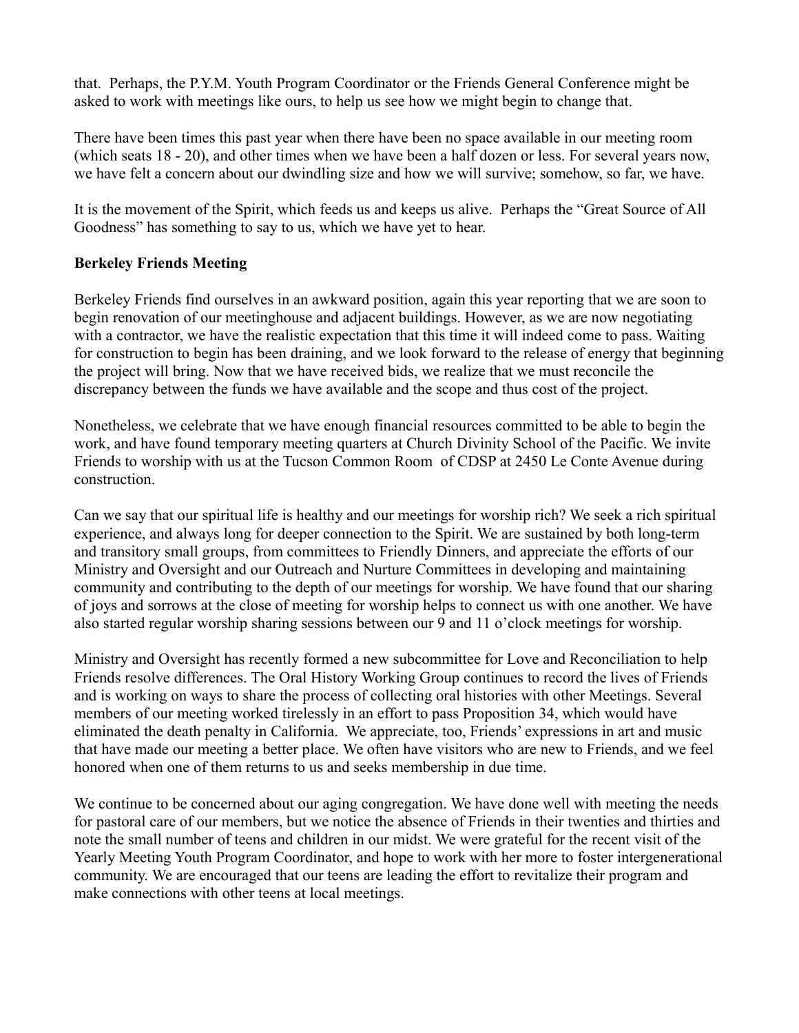that. Perhaps, the P.Y.M. Youth Program Coordinator or the Friends General Conference might be asked to work with meetings like ours, to help us see how we might begin to change that.

There have been times this past year when there have been no space available in our meeting room (which seats 18 - 20), and other times when we have been a half dozen or less. For several years now, we have felt a concern about our dwindling size and how we will survive; somehow, so far, we have.

It is the movement of the Spirit, which feeds us and keeps us alive. Perhaps the "Great Source of All Goodness" has something to say to us, which we have yet to hear.

**Berkeley Friends Meeting**

Berkeley Friends find ourselves in an awkward position, again this year reporting that we are soon to begin renovation of our meetinghouse and adjacent buildings. However, as we are now negotiating with a contractor, we have the realistic expectation that this time it will indeed come to pass. Waiting for construction to begin has been draining, and we look forward to the release of energy that beginning the project will bring. Now that we have received bids, we realize that we must reconcile the discrepancy between the funds we have available and the scope and thus cost of the project.

Nonetheless, we celebrate that we have enough financial resources committed to be able to begin the work, and have found temporary meeting quarters at Church Divinity School of the Pacific. We invite Friends to worship with us at the Tucson Common Room of CDSP at 2450 Le Conte Avenue during construction.

Can we say that our spiritual life is healthy and our meetings for worship rich? We seek a rich spiritual experience, and always long for deeper connection to the Spirit. We are sustained by both long-term and transitory small groups, from committees to Friendly Dinners, and appreciate the efforts of our Ministry and Oversight and our Outreach and Nurture Committees in developing and maintaining community and contributing to the depth of our meetings for worship. We have found that our sharing of joys and sorrows at the close of meeting for worship helps to connect us with one another. We have also started regular worship sharing sessions between our 9 and 11 o'clock meetings for worship.

Ministry and Oversight has recently formed a new subcommittee for Love and Reconciliation to help Friends resolve differences. The Oral History Working Group continues to record the lives of Friends and is working on ways to share the process of collecting oral histories with other Meetings. Several members of our meeting worked tirelessly in an effort to pass Proposition 34, which would have eliminated the death penalty in California. We appreciate, too, Friends' expressions in art and music that have made our meeting a better place. We often have visitors who are new to Friends, and we feel honored when one of them returns to us and seeks membership in due time.

We continue to be concerned about our aging congregation. We have done well with meeting the needs for pastoral care of our members, but we notice the absence of Friends in their twenties and thirties and note the small number of teens and children in our midst. We were grateful for the recent visit of the Yearly Meeting Youth Program Coordinator, and hope to work with her more to foster intergenerational community. We are encouraged that our teens are leading the effort to revitalize their program and make connections with other teens at local meetings.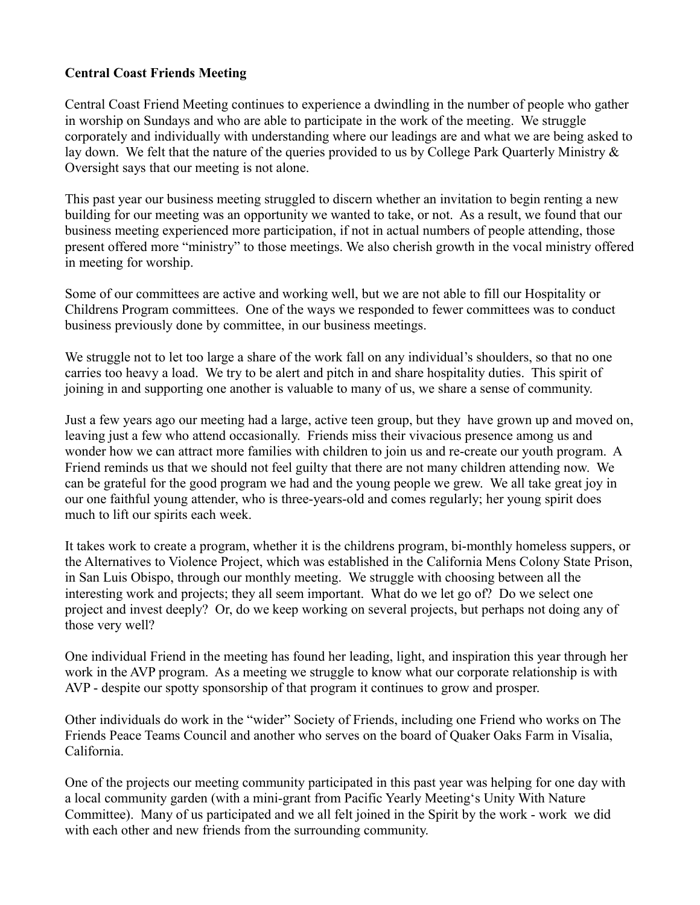**Central Coast Friends Meeting**

Central Coast Friend Meeting continues to experience a dwindling in the number of people who gather in worship on Sundays and who are able to participate in the work of the meeting. We struggle corporately and individually with understanding where our leadings are and what we are being asked to lay down. We felt that the nature of the queries provided to us by College Park Quarterly Ministry & Oversight says that our meeting is not alone.

This past year our business meeting struggled to discern whether an invitation to begin renting a new building for our meeting was an opportunity we wanted to take, or not. As a result, we found that our business meeting experienced more participation, if not in actual numbers of people attending, those present offered more "ministry" to those meetings. We also cherish growth in the vocal ministry offered in meeting for worship.

Some of our committees are active and working well, but we are not able to fill our Hospitality or Childrens Program committees. One of the ways we responded to fewer committees was to conduct business previously done by committee, in our business meetings.

We struggle not to let too large a share of the work fall on any individual's shoulders, so that no one carries too heavy a load. We try to be alert and pitch in and share hospitality duties. This spirit of joining in and supporting one another is valuable to many of us, we share a sense of community.

Just a few years ago our meeting had a large, active teen group, but they have grown up and moved on, leaving just a few who attend occasionally. Friends miss their vivacious presence among us and wonder how we can attract more families with children to join us and re-create our youth program. A Friend reminds us that we should not feel guilty that there are not many children attending now. We can be grateful for the good program we had and the young people we grew. We all take great joy in our one faithful young attender, who is three-years-old and comes regularly; her young spirit does much to lift our spirits each week.

It takes work to create a program, whether it is the childrens program, bi-monthly homeless suppers, or the Alternatives to Violence Project, which was established in the California Mens Colony State Prison, in San Luis Obispo, through our monthly meeting. We struggle with choosing between all the interesting work and projects; they all seem important. What do we let go of? Do we select one project and invest deeply? Or, do we keep working on several projects, but perhaps not doing any of those very well?

One individual Friend in the meeting has found her leading, light, and inspiration this year through her work in the AVP program. As a meeting we struggle to know what our corporate relationship is with AVP - despite our spotty sponsorship of that program it continues to grow and prosper.

Other individuals do work in the "wider" Society of Friends, including one Friend who works on The Friends Peace Teams Council and another who serves on the board of Quaker Oaks Farm in Visalia, California.

One of the projects our meeting community participated in this past year was helping for one day with a local community garden (with a mini-grant from Pacific Yearly Meeting's Unity With Nature Committee). Many of us participated and we all felt joined in the Spirit by the work - work we did with each other and new friends from the surrounding community.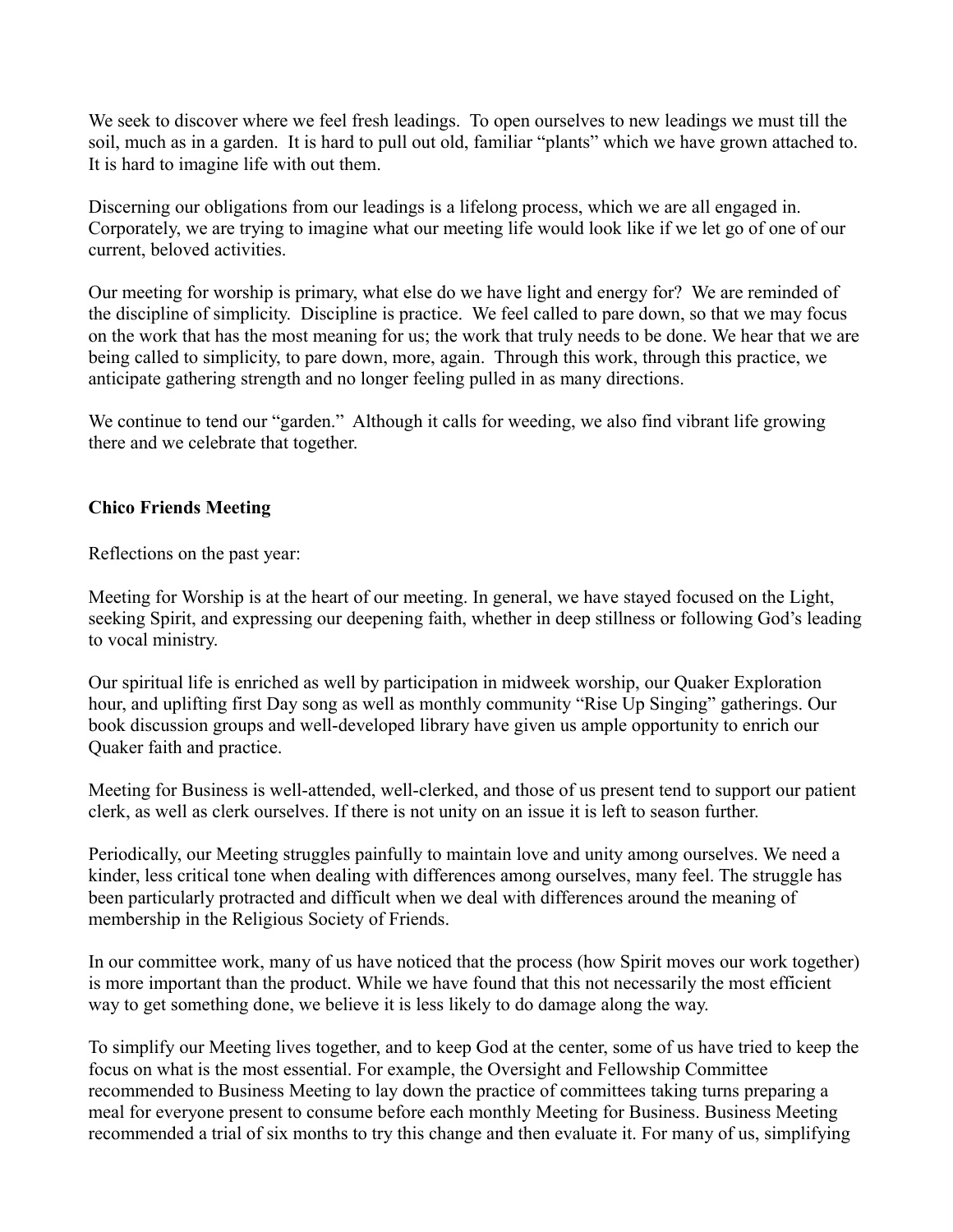We seek to discover where we feel fresh leadings. To open ourselves to new leadings we must till the soil, much as in a garden. It is hard to pull out old, familiar "plants" which we have grown attached to. It is hard to imagine life with out them.

Discerning our obligations from our leadings is a lifelong process, which we are all engaged in. Corporately, we are trying to imagine what our meeting life would look like if we let go of one of our current, beloved activities.

Our meeting for worship is primary, what else do we have light and energy for? We are reminded of the discipline of simplicity. Discipline is practice. We feel called to pare down, so that we may focus on the work that has the most meaning for us; the work that truly needs to be done. We hear that we are being called to simplicity, to pare down, more, again. Through this work, through this practice, we anticipate gathering strength and no longer feeling pulled in as many directions.

We continue to tend our "garden." Although it calls for weeding, we also find vibrant life growing there and we celebrate that together.

**Chico Friends Meeting**

Reflections on the past year:

Meeting for Worship is at the heart of our meeting. In general, we have stayed focused on the Light, seeking Spirit, and expressing our deepening faith, whether in deep stillness or following God's leading to vocal ministry.

Our spiritual life is enriched as well by participation in midweek worship, our Quaker Exploration hour, and uplifting first Day song as well as monthly community "Rise Up Singing" gatherings. Our book discussion groups and well-developed library have given us ample opportunity to enrich our Quaker faith and practice.

Meeting for Business is well-attended, well-clerked, and those of us present tend to support our patient clerk, as well as clerk ourselves. If there is not unity on an issue it is left to season further.

Periodically, our Meeting struggles painfully to maintain love and unity among ourselves. We need a kinder, less critical tone when dealing with differences among ourselves, many feel. The struggle has been particularly protracted and difficult when we deal with differences around the meaning of membership in the Religious Society of Friends.

In our committee work, many of us have noticed that the process (how Spirit moves our work together) is more important than the product. While we have found that this not necessarily the most efficient way to get something done, we believe it is less likely to do damage along the way.

To simplify our Meeting lives together, and to keep God at the center, some of us have tried to keep the focus on what is the most essential. For example, the Oversight and Fellowship Committee recommended to Business Meeting to lay down the practice of committees taking turns preparing a meal for everyone present to consume before each monthly Meeting for Business. Business Meeting recommended a trial of six months to try this change and then evaluate it. For many of us, simplifying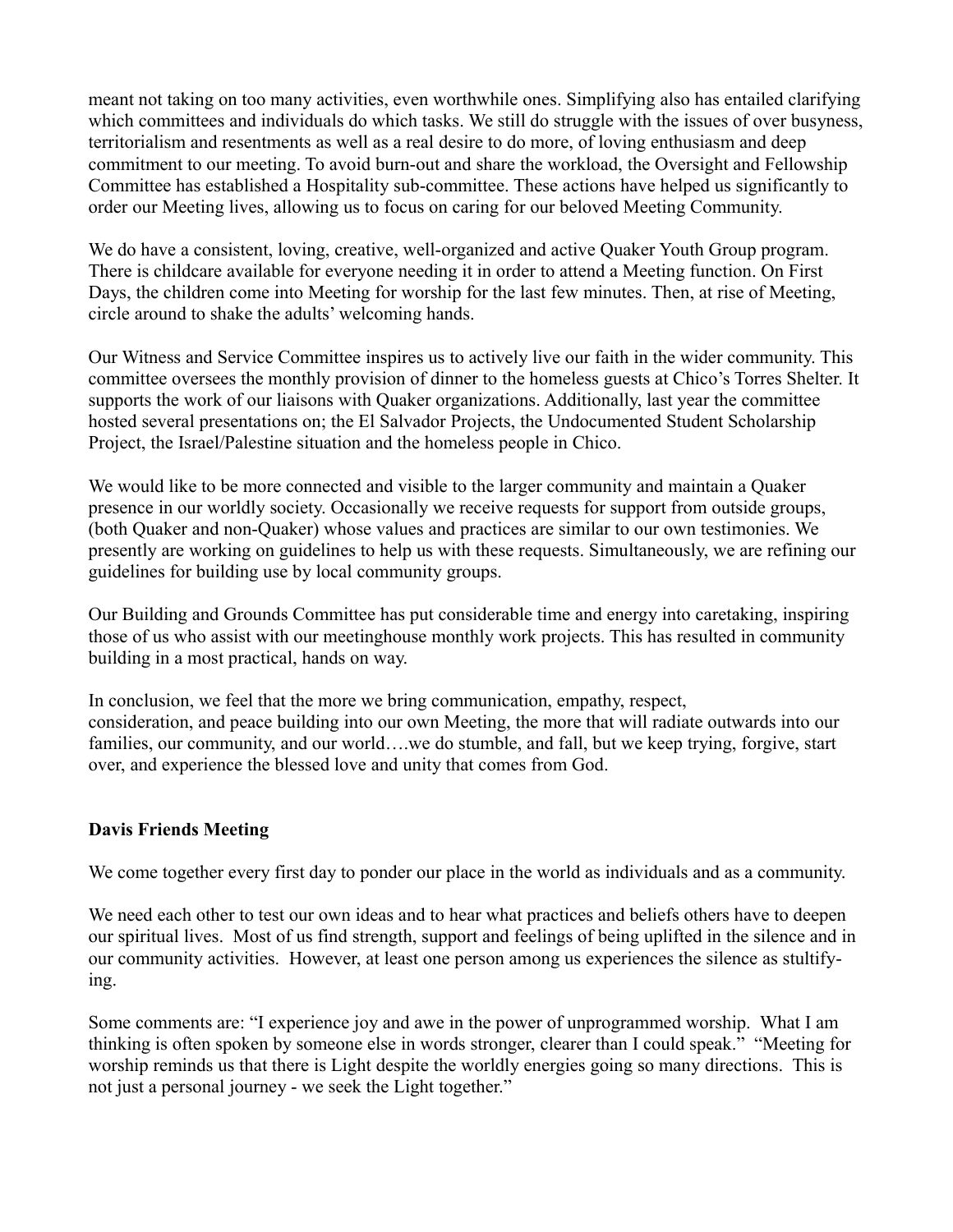meant not taking on too many activities, even worthwhile ones. Simplifying also has entailed clarifying which committees and individuals do which tasks. We still do struggle with the issues of over busyness, territorialism and resentments as well as a real desire to do more, of loving enthusiasm and deep commitment to our meeting. To avoid burn-out and share the workload, the Oversight and Fellowship Committee has established a Hospitality sub-committee. These actions have helped us significantly to order our Meeting lives, allowing us to focus on caring for our beloved Meeting Community.

We do have a consistent, loving, creative, well-organized and active Quaker Youth Group program. There is childcare available for everyone needing it in order to attend a Meeting function. On First Days, the children come into Meeting for worship for the last few minutes. Then, at rise of Meeting, circle around to shake the adults' welcoming hands.

Our Witness and Service Committee inspires us to actively live our faith in the wider community. This committee oversees the monthly provision of dinner to the homeless guests at Chico's Torres Shelter. It supports the work of our liaisons with Quaker organizations. Additionally, last year the committee hosted several presentations on; the El Salvador Projects, the Undocumented Student Scholarship Project, the Israel/Palestine situation and the homeless people in Chico.

We would like to be more connected and visible to the larger community and maintain a Quaker presence in our worldly society. Occasionally we receive requests for support from outside groups, (both Quaker and non-Quaker) whose values and practices are similar to our own testimonies. We presently are working on guidelines to help us with these requests. Simultaneously, we are refining our guidelines for building use by local community groups.

Our Building and Grounds Committee has put considerable time and energy into caretaking, inspiring those of us who assist with our meetinghouse monthly work projects. This has resulted in community building in a most practical, hands on way.

In conclusion, we feel that the more we bring communication, empathy, respect, consideration, and peace building into our own Meeting, the more that will radiate outwards into our families, our community, and our world….we do stumble, and fall, but we keep trying, forgive, start over, and experience the blessed love and unity that comes from God.

**Davis Friends Meeting**

We come together every first day to ponder our place in the world as individuals and as a community.

We need each other to test our own ideas and to hear what practices and beliefs others have to deepen our spiritual lives. Most of us find strength, support and feelings of being uplifted in the silence and in our community activities. However, at least one person among us experiences the silence as stultifying.

Some comments are: "I experience joy and awe in the power of unprogrammed worship. What I am thinking is often spoken by someone else in words stronger, clearer than I could speak." "Meeting for worship reminds us that there is Light despite the worldly energies going so many directions. This is not just a personal journey - we seek the Light together."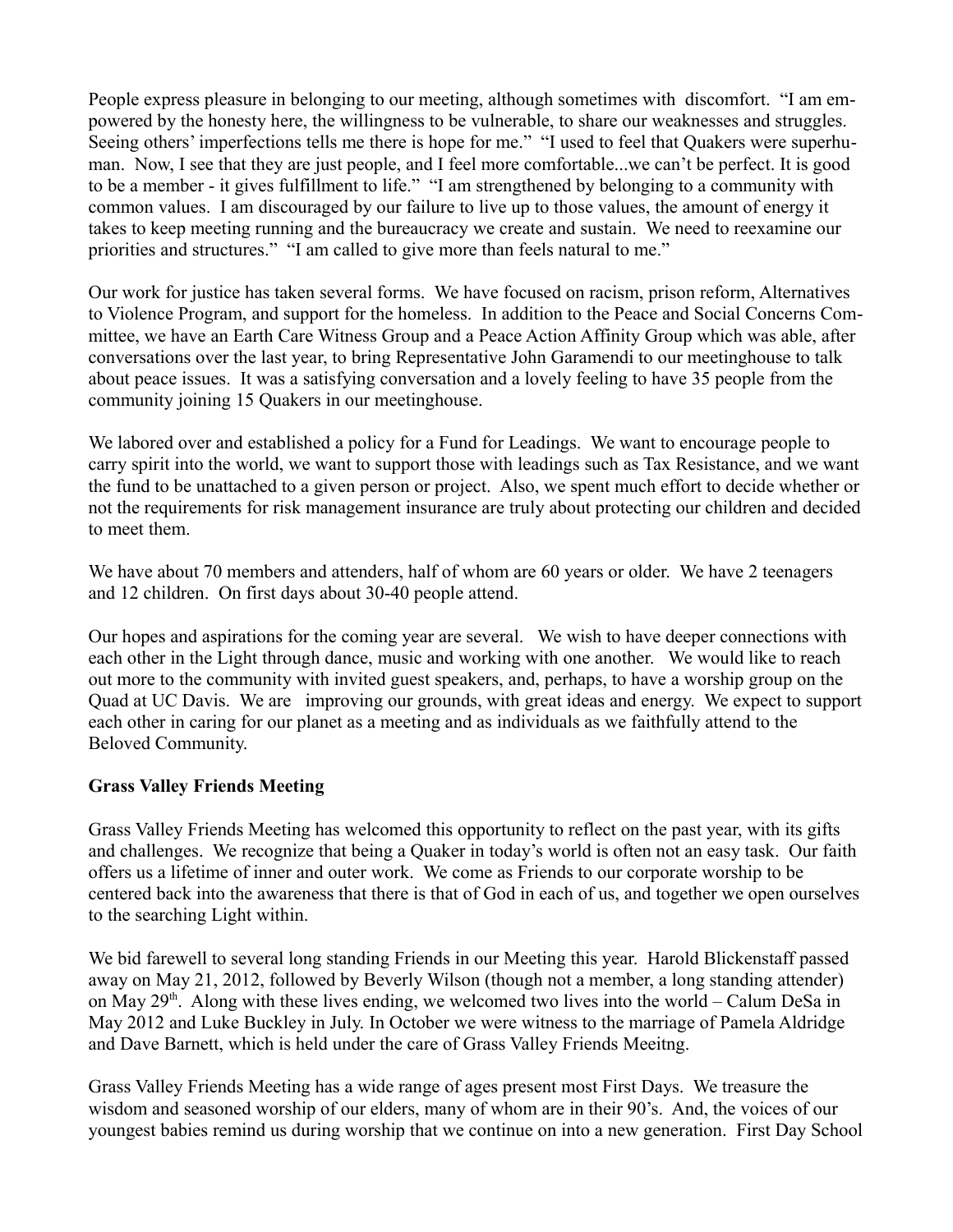People express pleasure in belonging to our meeting, although sometimes with discomfort. "I am empowered by the honesty here, the willingness to be vulnerable, to share our weaknesses and struggles. Seeing others' imperfections tells me there is hope for me." "I used to feel that Quakers were superhuman. Now, I see that they are just people, and I feel more comfortable...we can't be perfect. It is good to be a member - it gives fulfillment to life." "I am strengthened by belonging to a community with common values. I am discouraged by our failure to live up to those values, the amount of energy it takes to keep meeting running and the bureaucracy we create and sustain. We need to reexamine our priorities and structures." "I am called to give more than feels natural to me."

Our work for justice has taken several forms. We have focused on racism, prison reform, Alternatives to Violence Program, and support for the homeless. In addition to the Peace and Social Concerns Committee, we have an Earth Care Witness Group and a Peace Action Affinity Group which was able, after conversations over the last year, to bring Representative John Garamendi to our meetinghouse to talk about peace issues. It was a satisfying conversation and a lovely feeling to have 35 people from the community joining 15 Quakers in our meetinghouse.

We labored over and established a policy for a Fund for Leadings. We want to encourage people to carry spirit into the world, we want to support those with leadings such as Tax Resistance, and we want the fund to be unattached to a given person or project. Also, we spent much effort to decide whether or not the requirements for risk management insurance are truly about protecting our children and decided to meet them.

We have about 70 members and attenders, half of whom are 60 years or older. We have 2 teenagers and 12 children. On first days about 30-40 people attend.

Our hopes and aspirations for the coming year are several. We wish to have deeper connections with each other in the Light through dance, music and working with one another. We would like to reach out more to the community with invited guest speakers, and, perhaps, to have a worship group on the Quad at UC Davis. We are improving our grounds, with great ideas and energy. We expect to support each other in caring for our planet as a meeting and as individuals as we faithfully attend to the Beloved Community.

**Grass Valley Friends Meeting**

Grass Valley Friends Meeting has welcomed this opportunity to reflect on the past year, with its gifts and challenges. We recognize that being a Quaker in today's world is often not an easy task. Our faith offers us a lifetime of inner and outer work. We come as Friends to our corporate worship to be centered back into the awareness that there is that of God in each of us, and together we open ourselves to the searching Light within.

We bid farewell to several long standing Friends in our Meeting this year. Harold Blickenstaff passed away on May 21, 2012, followed by Beverly Wilson (though not a member, a long standing attender) on May 29th. Along with these lives ending, we welcomed two lives into the world – Calum DeSa in May 2012 and Luke Buckley in July. In October we were witness to the marriage of Pamela Aldridge and Dave Barnett, which is held under the care of Grass Valley Friends Meeitng.

Grass Valley Friends Meeting has a wide range of ages present most First Days. We treasure the wisdom and seasoned worship of our elders, many of whom are in their 90's. And, the voices of our youngest babies remind us during worship that we continue on into a new generation. First Day School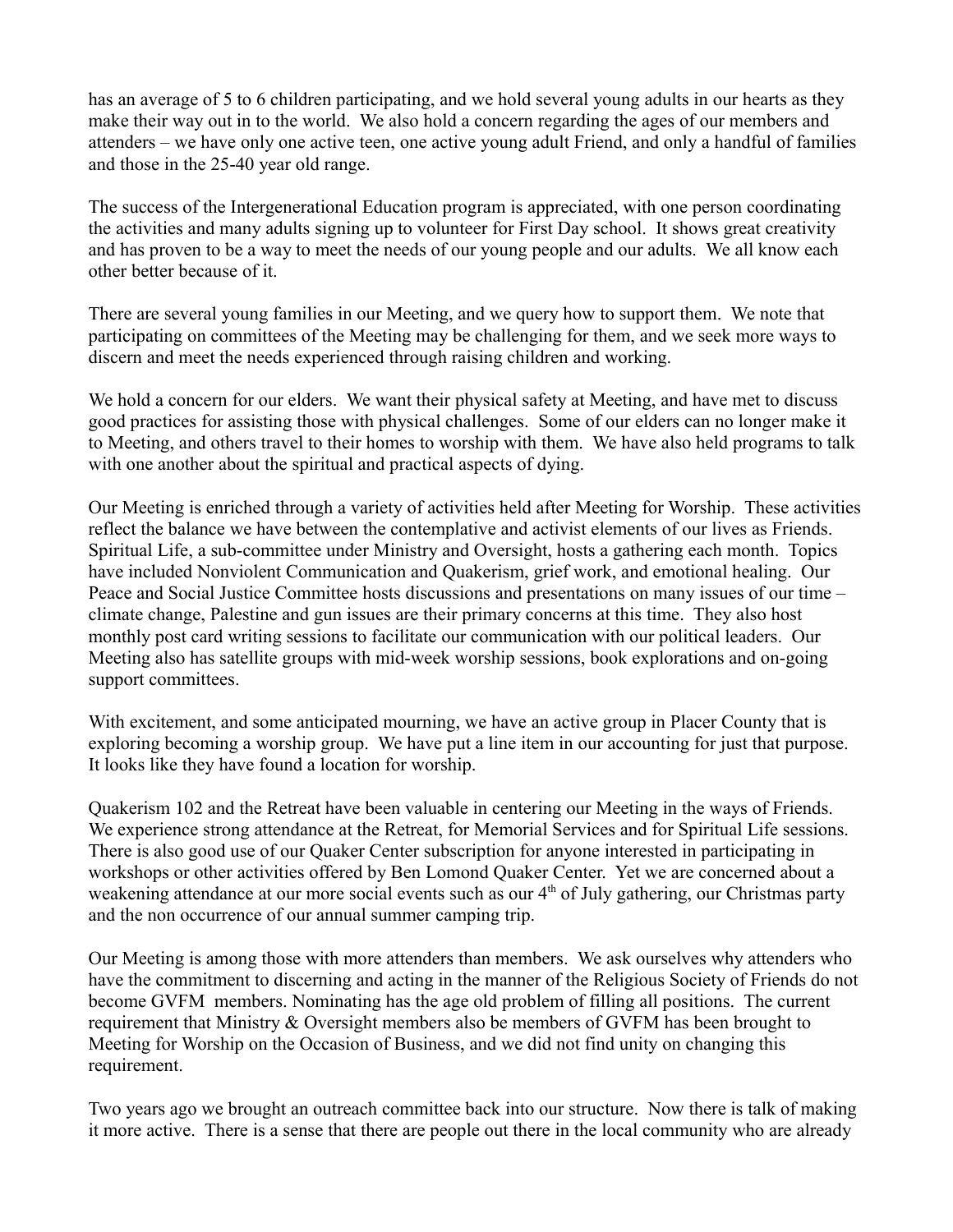has an average of 5 to 6 children participating, and we hold several young adults in our hearts as they make their way out in to the world. We also hold a concern regarding the ages of our members and attenders – we have only one active teen, one active young adult Friend, and only a handful of families and those in the 25-40 year old range.

The success of the Intergenerational Education program is appreciated, with one person coordinating the activities and many adults signing up to volunteer for First Day school. It shows great creativity and has proven to be a way to meet the needs of our young people and our adults. We all know each other better because of it.

There are several young families in our Meeting, and we query how to support them. We note that participating on committees of the Meeting may be challenging for them, and we seek more ways to discern and meet the needs experienced through raising children and working.

We hold a concern for our elders. We want their physical safety at Meeting, and have met to discuss good practices for assisting those with physical challenges. Some of our elders can no longer make it to Meeting, and others travel to their homes to worship with them. We have also held programs to talk with one another about the spiritual and practical aspects of dying.

Our Meeting is enriched through a variety of activities held after Meeting for Worship. These activities reflect the balance we have between the contemplative and activist elements of our lives as Friends. Spiritual Life, a sub-committee under Ministry and Oversight, hosts a gathering each month. Topics have included Nonviolent Communication and Quakerism, grief work, and emotional healing. Our Peace and Social Justice Committee hosts discussions and presentations on many issues of our time – climate change, Palestine and gun issues are their primary concerns at this time. They also host monthly post card writing sessions to facilitate our communication with our political leaders. Our Meeting also has satellite groups with mid-week worship sessions, book explorations and on-going support committees.

With excitement, and some anticipated mourning, we have an active group in Placer County that is exploring becoming a worship group. We have put a line item in our accounting for just that purpose. It looks like they have found a location for worship.

Quakerism 102 and the Retreat have been valuable in centering our Meeting in the ways of Friends. We experience strong attendance at the Retreat, for Memorial Services and for Spiritual Life sessions. There is also good use of our Quaker Center subscription for anyone interested in participating in workshops or other activities offered by Ben Lomond Quaker Center. Yet we are concerned about a weakening attendance at our more social events such as our 4th of July gathering, our Christmas party and the non occurrence of our annual summer camping trip.

Our Meeting is among those with more attenders than members. We ask ourselves why attenders who have the commitment to discerning and acting in the manner of the Religious Society of Friends do not become GVFM members. Nominating has the age old problem of filling all positions. The current requirement that Ministry & Oversight members also be members of GVFM has been brought to Meeting for Worship on the Occasion of Business, and we did not find unity on changing this requirement.

Two years ago we brought an outreach committee back into our structure. Now there is talk of making it more active. There is a sense that there are people out there in the local community who are already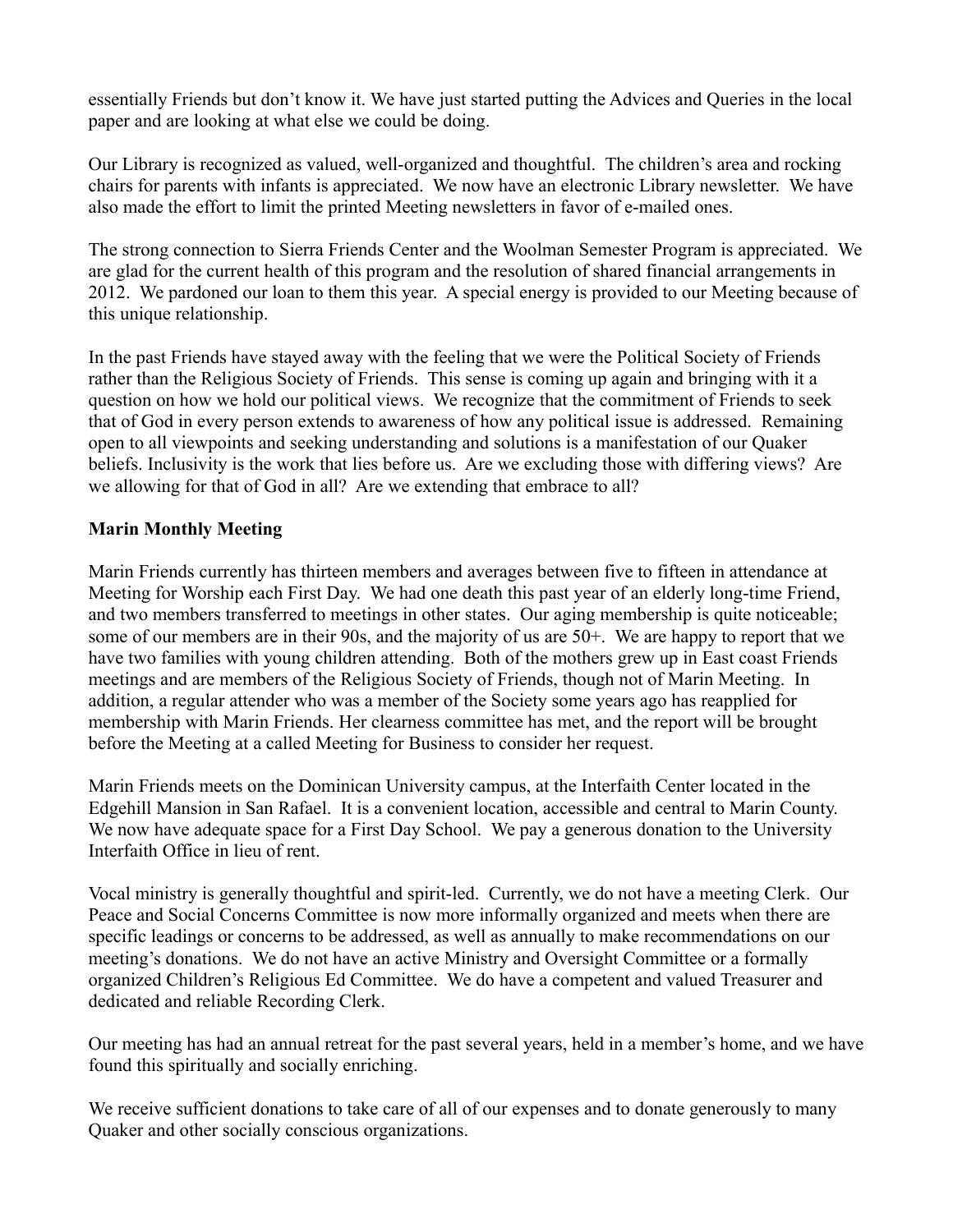essentially Friends but don’t know it. We have just started putting the Advices and Queries in the local paper and are looking at what else we could be doing.

Our Library is recognized as valued, well-organized and thoughtful. The children’s area and rocking chairs for parents with infants is appreciated. We now have an electronic Library newsletter. We have also made the effort to limit the printed Meeting newsletters in favor of e-mailed ones.

The strong connection to Sierra Friends Center and the Woolman Semester Program is appreciated. We are glad for the current health of this program and the resolution of shared financial arrangements in 2012. We pardoned our loan to them this year. A special energy is provided to our Meeting because of this unique relationship.

In the past Friends have stayed away with the feeling that we were the Political Society of Friends rather than the Religious Society of Friends. This sense is coming up again and bringing with it a question on how we hold our political views. We recognize that the commitment of Friends to seek that of God in every person extends to awareness of how any political issue is addressed. Remaining open to all viewpoints and seeking understanding and solutions is a manifestation of our Quaker beliefs. Inclusivity is the work that lies before us. Are we excluding those with differing views? Are we allowing for that of God in all? Are we extending that embrace to all?

**Marin Monthly Meeting**

Marin Friends currently has thirteen members and averages between five to fifteen in attendance at Meeting for Worship each First Day. We had one death this past year of an elderly long-time Friend, and two members transferred to meetings in other states. Our aging membership is quite noticeable; some of our members are in their 90s, and the majority of us are 50+. We are happy to report that we have two families with young children attending. Both of the mothers grew up in East coast Friends meetings and are members of the Religious Society of Friends, though not of Marin Meeting. In addition, a regular attender who was a member of the Society some years ago has reapplied for membership with Marin Friends. Her clearness committee has met, and the report will be brought before the Meeting at a called Meeting for Business to consider her request.

Marin Friends meets on the Dominican University campus, at the Interfaith Center located in the Edgehill Mansion in San Rafael. It is a convenient location, accessible and central to Marin County. We now have adequate space for a First Day School. We pay a generous donation to the University Interfaith Office in lieu of rent.

Vocal ministry is generally thoughtful and spirit-led. Currently, we do not have a meeting Clerk. Our Peace and Social Concerns Committee is now more informally organized and meets when there are specific leadings or concerns to be addressed, as well as annually to make recommendations on our meeting’s donations. We do not have an active Ministry and Oversight Committee or a formally organized Children’s Religious Ed Committee. We do have a competent and valued Treasurer and dedicated and reliable Recording Clerk.

Our meeting has had an annual retreat for the past several years, held in a member’s home, and we have found this spiritually and socially enriching.

We receive sufficient donations to take care of all of our expenses and to donate generously to many Quaker and other socially conscious organizations.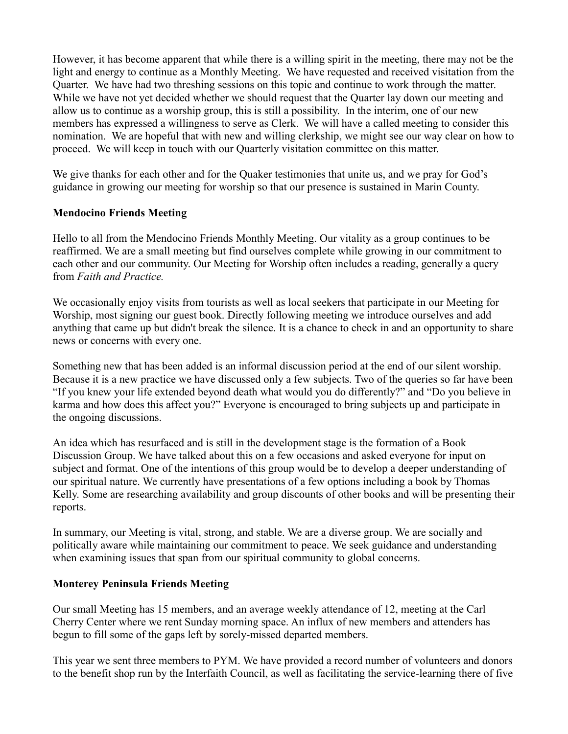However, it has become apparent that while there is a willing spirit in the meeting, there may not be the light and energy to continue as a Monthly Meeting. We have requested and received visitation from the Quarter. We have had two threshing sessions on this topic and continue to work through the matter. While we have not yet decided whether we should request that the Quarter lay down our meeting and allow us to continue as a worship group, this is still a possibility. In the interim, one of our new members has expressed a willingness to serve as Clerk. We will have a called meeting to consider this nomination. We are hopeful that with new and willing clerkship, we might see our way clear on how to proceed. We will keep in touch with our Quarterly visitation committee on this matter.

We give thanks for each other and for the Quaker testimonies that unite us, and we pray for God's guidance in growing our meeting for worship so that our presence is sustained in Marin County.

**Mendocino Friends Meeting**

Hello to all from the Mendocino Friends Monthly Meeting. Our vitality as a group continues to be reaffirmed. We are a small meeting but find ourselves complete while growing in our commitment to each other and our community. Our Meeting for Worship often includes a reading, generally a query from *Faith and Practice.*

We occasionally enjoy visits from tourists as well as local seekers that participate in our Meeting for Worship, most signing our guest book. Directly following meeting we introduce ourselves and add anything that came up but didn't break the silence. It is a chance to check in and an opportunity to share news or concerns with every one.

Something new that has been added is an informal discussion period at the end of our silent worship. Because it is a new practice we have discussed only a few subjects. Two of the queries so far have been "If you knew your life extended beyond death what would you do differently?" and "Do you believe in karma and how does this affect you?" Everyone is encouraged to bring subjects up and participate in the ongoing discussions.

An idea which has resurfaced and is still in the development stage is the formation of a Book Discussion Group. We have talked about this on a few occasions and asked everyone for input on subject and format. One of the intentions of this group would be to develop a deeper understanding of our spiritual nature. We currently have presentations of a few options including a book by Thomas Kelly. Some are researching availability and group discounts of other books and will be presenting their reports.

In summary, our Meeting is vital, strong, and stable. We are a diverse group. We are socially and politically aware while maintaining our commitment to peace. We seek guidance and understanding when examining issues that span from our spiritual community to global concerns.

**Monterey Peninsula Friends Meeting**

Our small Meeting has 15 members, and an average weekly attendance of 12, meeting at the Carl Cherry Center where we rent Sunday morning space. An influx of new members and attenders has begun to fill some of the gaps left by sorely-missed departed members.

This year we sent three members to PYM. We have provided a record number of volunteers and donors to the benefit shop run by the Interfaith Council, as well as facilitating the service-learning there of five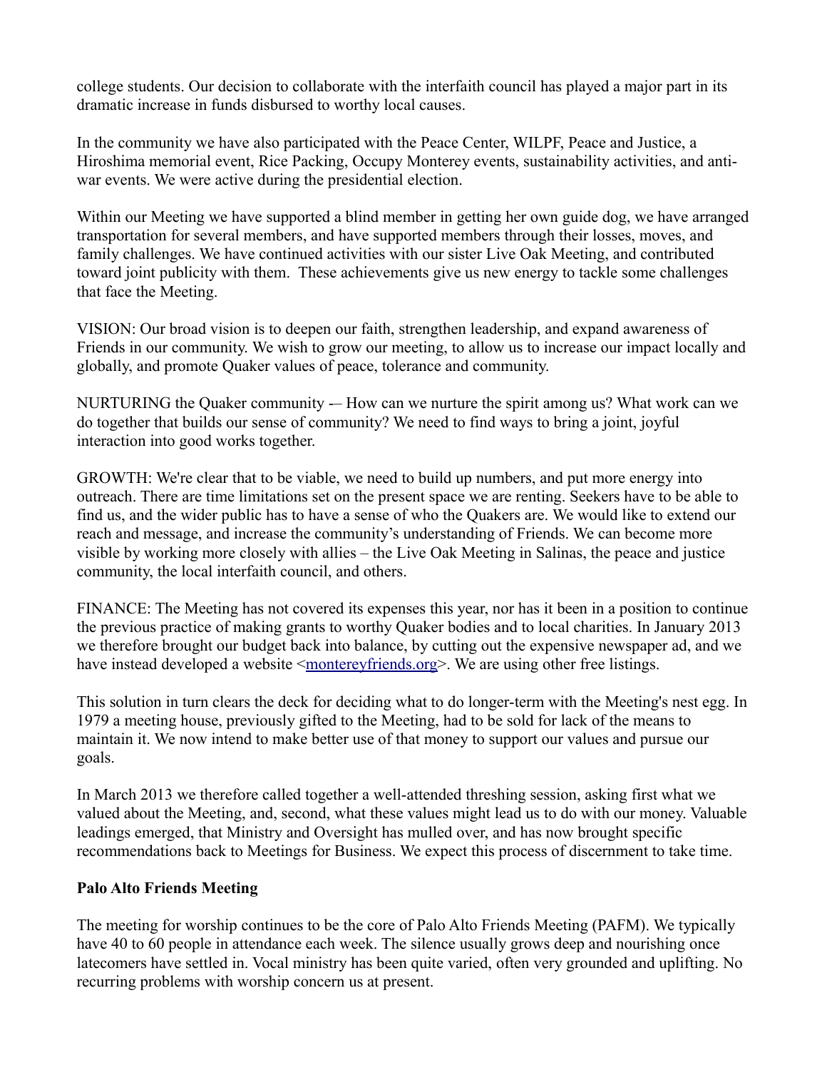college students. Our decision to collaborate with the interfaith council has played a major part in its dramatic increase in funds disbursed to worthy local causes.

In the community we have also participated with the Peace Center, WILPF, Peace and Justice, a Hiroshima memorial event, Rice Packing, Occupy Monterey events, sustainability activities, and anti-war events. We were active during the presidential election.

Within our Meeting we have supported a blind member in getting her own guide dog, we have arranged transportation for several members, and have supported members through their losses, moves, and family challenges. We have continued activities with our sister Live Oak Meeting, and contributed toward joint publicity with them. These achievements give us new energy to tackle some challenges that face the Meeting.

VISION: Our broad vision is to deepen our faith, strengthen leadership, and expand awareness of Friends in our community. We wish to grow our meeting, to allow us to increase our impact locally and globally, and promote Quaker values of peace, tolerance and community.

NURTURING the Quaker community -– How can we nurture the spirit among us? What work can we do together that builds our sense of community? We need to find ways to bring a joint, joyful interaction into good works together.

GROWTH: We're clear that to be viable, we need to build up numbers, and put more energy into outreach. There are time limitations set on the present space we are renting. Seekers have to be able to find us, and the wider public has to have a sense of who the Quakers are. We would like to extend our reach and message, and increase the community's understanding of Friends. We can become more visible by working more closely with allies – the Live Oak Meeting in Salinas, the peace and justice community, the local interfaith council, and others.

FINANCE: The Meeting has not covered its expenses this year, nor has it been in a position to continue the previous practice of making grants to worthy Quaker bodies and to local charities. In January 2013 we therefore brought our budget back into balance, by cutting out the expensive newspaper ad, and we have instead developed a website <montereyfriends.org>. We are using other free listings.

This solution in turn clears the deck for deciding what to do longer-term with the Meeting's nest egg. In 1979 a meeting house, previously gifted to the Meeting, had to be sold for lack of the means to maintain it. We now intend to make better use of that money to support our values and pursue our goals.

In March 2013 we therefore called together a well-attended threshing session, asking first what we valued about the Meeting, and, second, what these values might lead us to do with our money. Valuable leadings emerged, that Ministry and Oversight has mulled over, and has now brought specific recommendations back to Meetings for Business. We expect this process of discernment to take time.

**Palo Alto Friends Meeting**

The meeting for worship continues to be the core of Palo Alto Friends Meeting (PAFM). We typically have 40 to 60 people in attendance each week. The silence usually grows deep and nourishing once latecomers have settled in. Vocal ministry has been quite varied, often very grounded and uplifting. No recurring problems with worship concern us at present.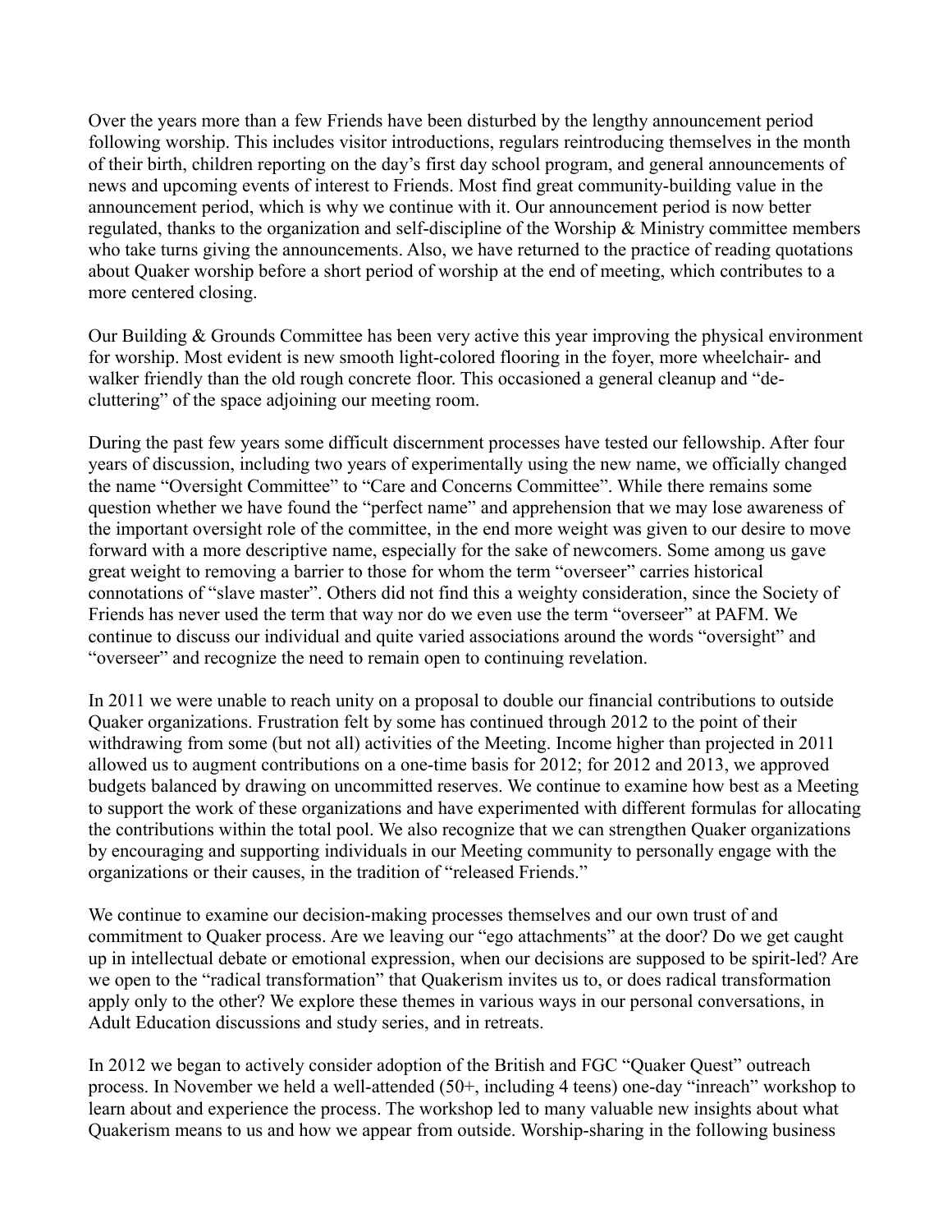Over the years more than a few Friends have been disturbed by the lengthy announcement period following worship. This includes visitor introductions, regulars reintroducing themselves in the month of their birth, children reporting on the day's first day school program, and general announcements of news and upcoming events of interest to Friends. Most find great community-building value in the announcement period, which is why we continue with it. Our announcement period is now better regulated, thanks to the organization and self-discipline of the Worship & Ministry committee members who take turns giving the announcements. Also, we have returned to the practice of reading quotations about Quaker worship before a short period of worship at the end of meeting, which contributes to a more centered closing.

Our Building & Grounds Committee has been very active this year improving the physical environment for worship. Most evident is new smooth light-colored flooring in the foyer, more wheelchair- and walker friendly than the old rough concrete floor. This occasioned a general cleanup and "de-cluttering" of the space adjoining our meeting room.

During the past few years some difficult discernment processes have tested our fellowship. After four years of discussion, including two years of experimentally using the new name, we officially changed the name "Oversight Committee" to "Care and Concerns Committee". While there remains some question whether we have found the "perfect name" and apprehension that we may lose awareness of the important oversight role of the committee, in the end more weight was given to our desire to move forward with a more descriptive name, especially for the sake of newcomers. Some among us gave great weight to removing a barrier to those for whom the term "overseer" carries historical connotations of "slave master". Others did not find this a weighty consideration, since the Society of Friends has never used the term that way nor do we even use the term "overseer" at PAFM. We continue to discuss our individual and quite varied associations around the words "oversight" and "overseer" and recognize the need to remain open to continuing revelation.

In 2011 we were unable to reach unity on a proposal to double our financial contributions to outside Quaker organizations. Frustration felt by some has continued through 2012 to the point of their withdrawing from some (but not all) activities of the Meeting. Income higher than projected in 2011 allowed us to augment contributions on a one-time basis for 2012; for 2012 and 2013, we approved budgets balanced by drawing on uncommitted reserves. We continue to examine how best as a Meeting to support the work of these organizations and have experimented with different formulas for allocating the contributions within the total pool. We also recognize that we can strengthen Quaker organizations by encouraging and supporting individuals in our Meeting community to personally engage with the organizations or their causes, in the tradition of "released Friends."

We continue to examine our decision-making processes themselves and our own trust of and commitment to Quaker process. Are we leaving our "ego attachments" at the door? Do we get caught up in intellectual debate or emotional expression, when our decisions are supposed to be spirit-led? Are we open to the "radical transformation" that Quakerism invites us to, or does radical transformation apply only to the other? We explore these themes in various ways in our personal conversations, in Adult Education discussions and study series, and in retreats.

In 2012 we began to actively consider adoption of the British and FGC "Quaker Quest" outreach process. In November we held a well-attended (50+, including 4 teens) one-day "inreach" workshop to learn about and experience the process. The workshop led to many valuable new insights about what Quakerism means to us and how we appear from outside. Worship-sharing in the following business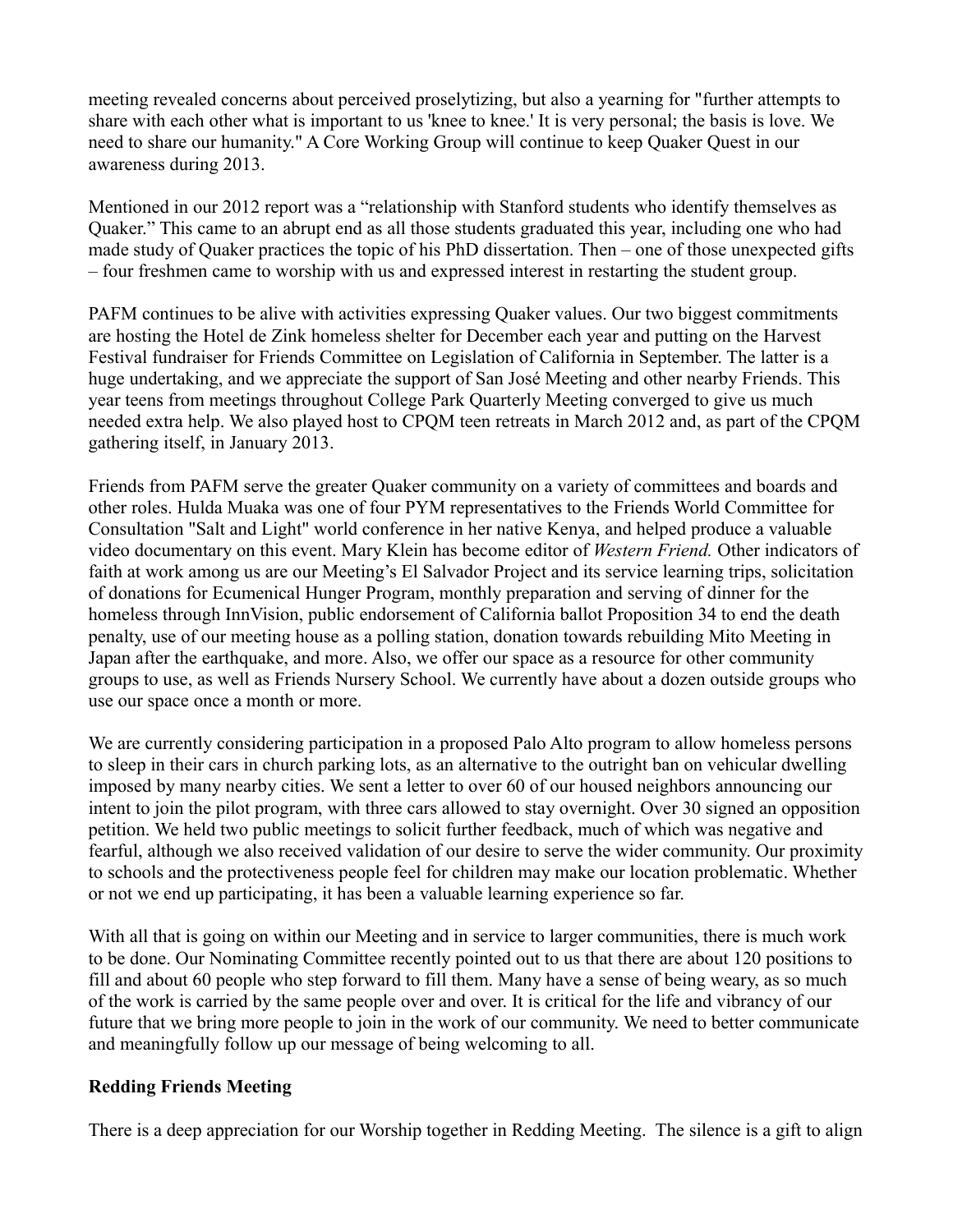meeting revealed concerns about perceived proselytizing, but also a yearning for "further attempts to share with each other what is important to us 'knee to knee.' It is very personal; the basis is love. We need to share our humanity." A Core Working Group will continue to keep Quaker Quest in our awareness during 2013.

Mentioned in our 2012 report was a "relationship with Stanford students who identify themselves as Quaker." This came to an abrupt end as all those students graduated this year, including one who had made study of Quaker practices the topic of his PhD dissertation. Then – one of those unexpected gifts – four freshmen came to worship with us and expressed interest in restarting the student group.

PAFM continues to be alive with activities expressing Quaker values. Our two biggest commitments are hosting the Hotel de Zink homeless shelter for December each year and putting on the Harvest Festival fundraiser for Friends Committee on Legislation of California in September. The latter is a huge undertaking, and we appreciate the support of San José Meeting and other nearby Friends. This year teens from meetings throughout College Park Quarterly Meeting converged to give us much needed extra help. We also played host to CPQM teen retreats in March 2012 and, as part of the CPQM gathering itself, in January 2013.

Friends from PAFM serve the greater Quaker community on a variety of committees and boards and other roles. Hulda Muaka was one of four PYM representatives to the Friends World Committee for Consultation "Salt and Light" world conference in her native Kenya, and helped produce a valuable video documentary on this event. Mary Klein has become editor of *Western Friend.* Other indicators of faith at work among us are our Meeting's El Salvador Project and its service learning trips, solicitation of donations for Ecumenical Hunger Program, monthly preparation and serving of dinner for the homeless through InnVision, public endorsement of California ballot Proposition 34 to end the death penalty, use of our meeting house as a polling station, donation towards rebuilding Mito Meeting in Japan after the earthquake, and more. Also, we offer our space as a resource for other community groups to use, as well as Friends Nursery School. We currently have about a dozen outside groups who use our space once a month or more.

We are currently considering participation in a proposed Palo Alto program to allow homeless persons to sleep in their cars in church parking lots, as an alternative to the outright ban on vehicular dwelling imposed by many nearby cities. We sent a letter to over 60 of our housed neighbors announcing our intent to join the pilot program, with three cars allowed to stay overnight. Over 30 signed an opposition petition. We held two public meetings to solicit further feedback, much of which was negative and fearful, although we also received validation of our desire to serve the wider community. Our proximity to schools and the protectiveness people feel for children may make our location problematic. Whether or not we end up participating, it has been a valuable learning experience so far.

With all that is going on within our Meeting and in service to larger communities, there is much work to be done. Our Nominating Committee recently pointed out to us that there are about 120 positions to fill and about 60 people who step forward to fill them. Many have a sense of being weary, as so much of the work is carried by the same people over and over. It is critical for the life and vibrancy of our future that we bring more people to join in the work of our community. We need to better communicate and meaningfully follow up our message of being welcoming to all.

**Redding Friends Meeting**

There is a deep appreciation for our Worship together in Redding Meeting. The silence is a gift to align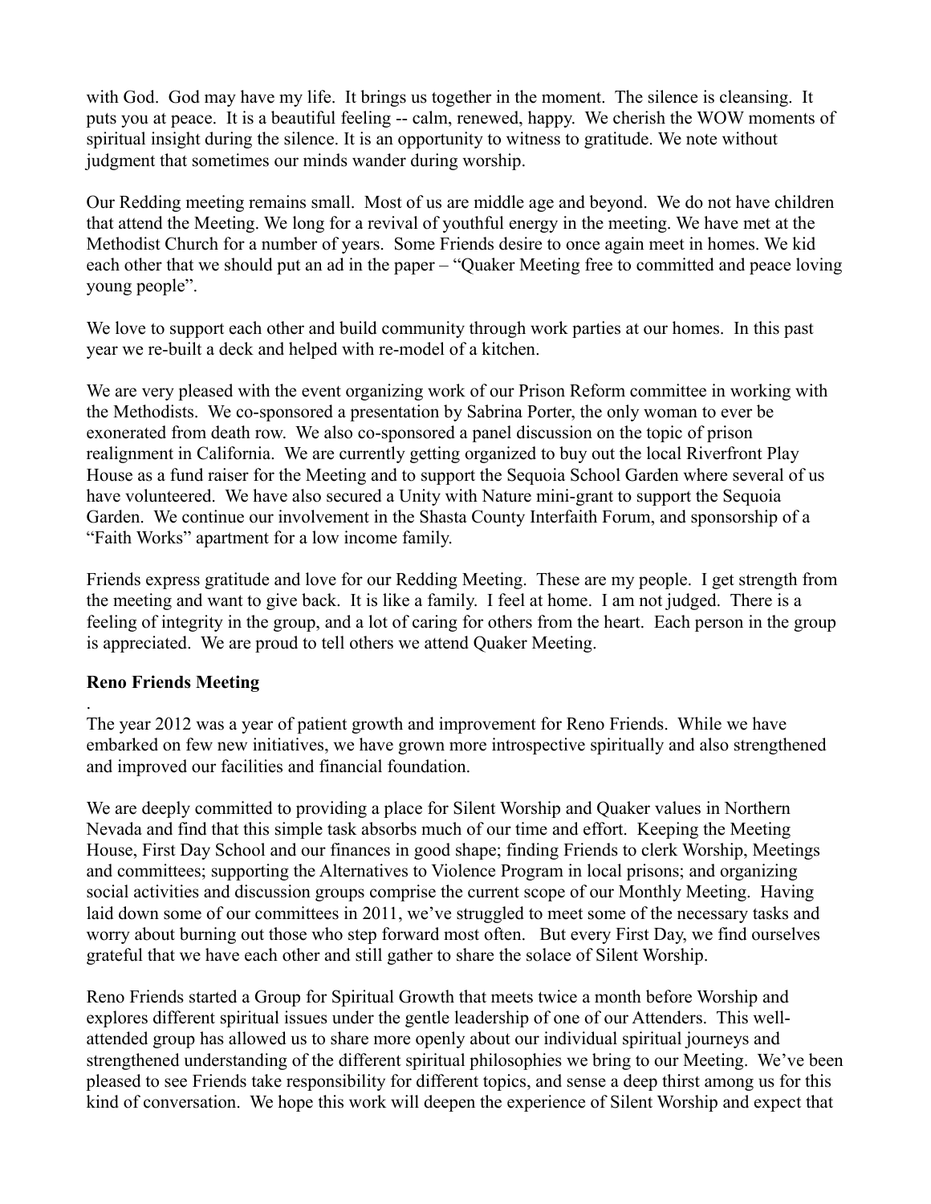with God. God may have my life. It brings us together in the moment. The silence is cleansing. It puts you at peace. It is a beautiful feeling -- calm, renewed, happy. We cherish the WOW moments of spiritual insight during the silence. It is an opportunity to witness to gratitude. We note without judgment that sometimes our minds wander during worship.

Our Redding meeting remains small. Most of us are middle age and beyond. We do not have children that attend the Meeting. We long for a revival of youthful energy in the meeting. We have met at the Methodist Church for a number of years. Some Friends desire to once again meet in homes. We kid each other that we should put an ad in the paper – "Quaker Meeting free to committed and peace loving young people".

We love to support each other and build community through work parties at our homes. In this past year we re-built a deck and helped with re-model of a kitchen.

We are very pleased with the event organizing work of our Prison Reform committee in working with the Methodists. We co-sponsored a presentation by Sabrina Porter, the only woman to ever be exonerated from death row. We also co-sponsored a panel discussion on the topic of prison realignment in California. We are currently getting organized to buy out the local Riverfront Play House as a fund raiser for the Meeting and to support the Sequoia School Garden where several of us have volunteered. We have also secured a Unity with Nature mini-grant to support the Sequoia Garden. We continue our involvement in the Shasta County Interfaith Forum, and sponsorship of a "Faith Works" apartment for a low income family.

Friends express gratitude and love for our Redding Meeting. These are my people. I get strength from the meeting and want to give back. It is like a family. I feel at home. I am not judged. There is a feeling of integrity in the group, and a lot of caring for others from the heart. Each person in the group is appreciated. We are proud to tell others we attend Quaker Meeting.

**Reno Friends Meeting**

The year 2012 was a year of patient growth and improvement for Reno Friends. While we have embarked on few new initiatives, we have grown more introspective spiritually and also strengthened and improved our facilities and financial foundation.

We are deeply committed to providing a place for Silent Worship and Quaker values in Northern Nevada and find that this simple task absorbs much of our time and effort. Keeping the Meeting House, First Day School and our finances in good shape; finding Friends to clerk Worship, Meetings and committees; supporting the Alternatives to Violence Program in local prisons; and organizing social activities and discussion groups comprise the current scope of our Monthly Meeting. Having laid down some of our committees in 2011, we've struggled to meet some of the necessary tasks and worry about burning out those who step forward most often. But every First Day, we find ourselves grateful that we have each other and still gather to share the solace of Silent Worship.

Reno Friends started a Group for Spiritual Growth that meets twice a month before Worship and explores different spiritual issues under the gentle leadership of one of our Attenders. This well-attended group has allowed us to share more openly about our individual spiritual journeys and strengthened understanding of the different spiritual philosophies we bring to our Meeting. We've been pleased to see Friends take responsibility for different topics, and sense a deep thirst among us for this kind of conversation. We hope this work will deepen the experience of Silent Worship and expect that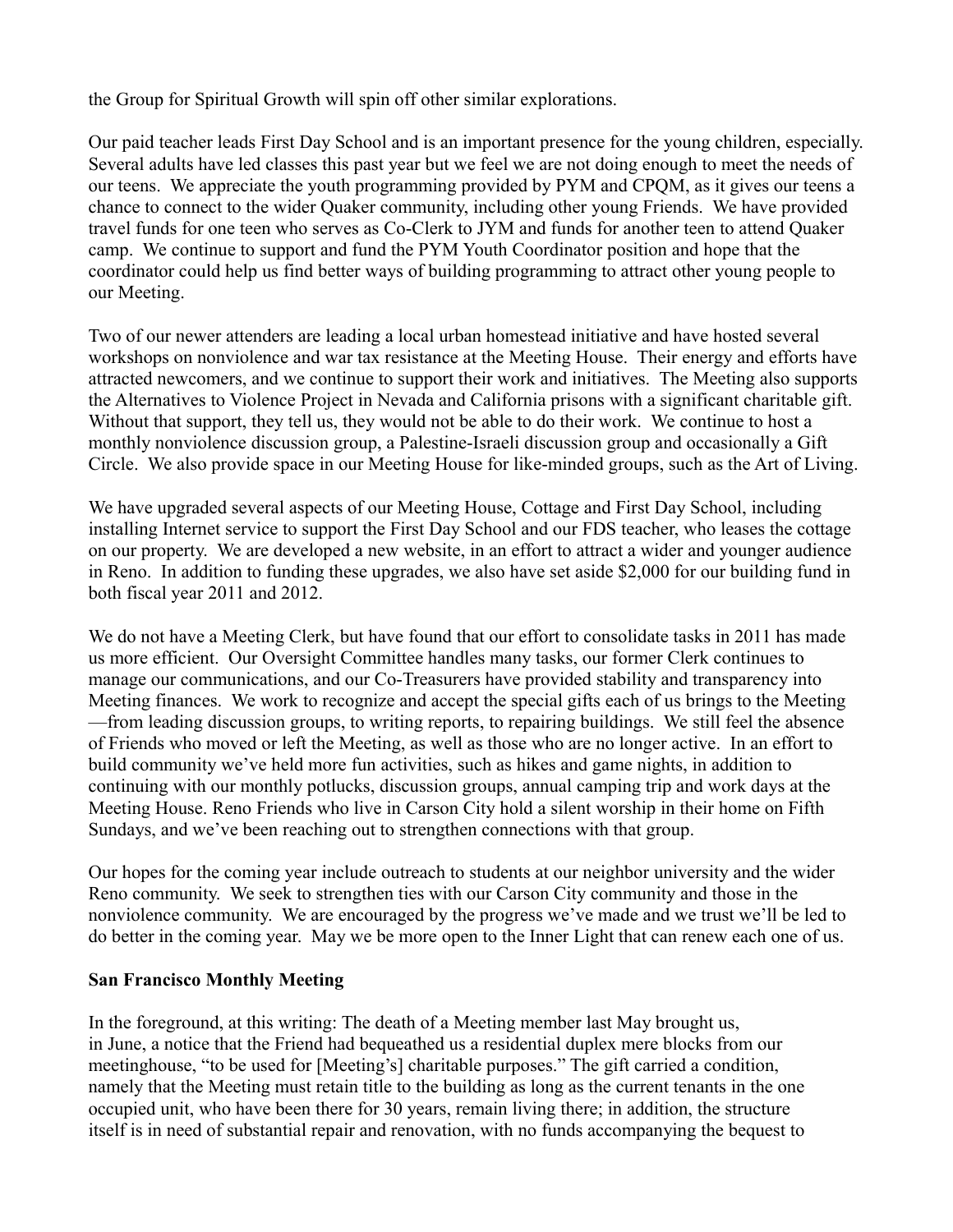the Group for Spiritual Growth will spin off other similar explorations.

Our paid teacher leads First Day School and is an important presence for the young children, especially. Several adults have led classes this past year but we feel we are not doing enough to meet the needs of our teens. We appreciate the youth programming provided by PYM and CPQM, as it gives our teens a chance to connect to the wider Quaker community, including other young Friends. We have provided travel funds for one teen who serves as Co-Clerk to JYM and funds for another teen to attend Quaker camp. We continue to support and fund the PYM Youth Coordinator position and hope that the coordinator could help us find better ways of building programming to attract other young people to our Meeting.

Two of our newer attenders are leading a local urban homestead initiative and have hosted several workshops on nonviolence and war tax resistance at the Meeting House. Their energy and efforts have attracted newcomers, and we continue to support their work and initiatives. The Meeting also supports the Alternatives to Violence Project in Nevada and California prisons with a significant charitable gift. Without that support, they tell us, they would not be able to do their work. We continue to host a monthly nonviolence discussion group, a Palestine-Israeli discussion group and occasionally a Gift Circle. We also provide space in our Meeting House for like-minded groups, such as the Art of Living.

We have upgraded several aspects of our Meeting House, Cottage and First Day School, including installing Internet service to support the First Day School and our FDS teacher, who leases the cottage on our property. We are developed a new website, in an effort to attract a wider and younger audience in Reno. In addition to funding these upgrades, we also have set aside $2,000 for our building fund in both fiscal year 2011 and 2012.

We do not have a Meeting Clerk, but have found that our effort to consolidate tasks in 2011 has made us more efficient. Our Oversight Committee handles many tasks, our former Clerk continues to manage our communications, and our Co-Treasurers have provided stability and transparency into Meeting finances. We work to recognize and accept the special gifts each of us brings to the Meeting—from leading discussion groups, to writing reports, to repairing buildings. We still feel the absence of Friends who moved or left the Meeting, as well as those who are no longer active. In an effort to build community we've held more fun activities, such as hikes and game nights, in addition to continuing with our monthly potlucks, discussion groups, annual camping trip and work days at the Meeting House. Reno Friends who live in Carson City hold a silent worship in their home on Fifth Sundays, and we've been reaching out to strengthen connections with that group.

Our hopes for the coming year include outreach to students at our neighbor university and the wider Reno community. We seek to strengthen ties with our Carson City community and those in the nonviolence community. We are encouraged by the progress we've made and we trust we'll be led to do better in the coming year. May we be more open to the Inner Light that can renew each one of us.

**San Francisco Monthly Meeting**

In the foreground, at this writing: The death of a Meeting member last May brought us, in June, a notice that the Friend had bequeathed us a residential duplex mere blocks from our meetinghouse, "to be used for [Meeting's] charitable purposes." The gift carried a condition, namely that the Meeting must retain title to the building as long as the current tenants in the one occupied unit, who have been there for 30 years, remain living there; in addition, the structure itself is in need of substantial repair and renovation, with no funds accompanying the bequest to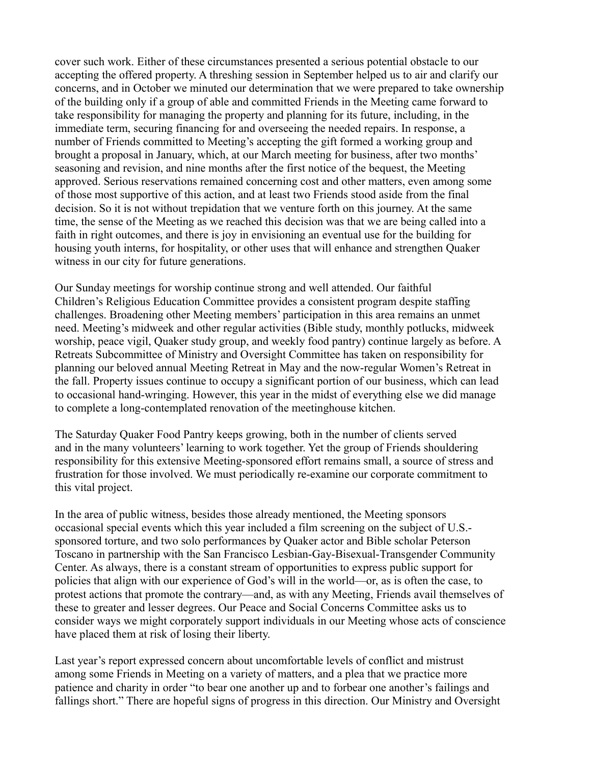cover such work. Either of these circumstances presented a serious potential obstacle to our accepting the offered property. A threshing session in September helped us to air and clarify our concerns, and in October we minuted our determination that we were prepared to take ownership of the building only if a group of able and committed Friends in the Meeting came forward to take responsibility for managing the property and planning for its future, including, in the immediate term, securing financing for and overseeing the needed repairs. In response, a number of Friends committed to Meeting's accepting the gift formed a working group and brought a proposal in January, which, at our March meeting for business, after two months' seasoning and revision, and nine months after the first notice of the bequest, the Meeting approved. Serious reservations remained concerning cost and other matters, even among some of those most supportive of this action, and at least two Friends stood aside from the final decision. So it is not without trepidation that we venture forth on this journey. At the same time, the sense of the Meeting as we reached this decision was that we are being called into a faith in right outcomes, and there is joy in envisioning an eventual use for the building for housing youth interns, for hospitality, or other uses that will enhance and strengthen Quaker witness in our city for future generations.

Our Sunday meetings for worship continue strong and well attended. Our faithful Children's Religious Education Committee provides a consistent program despite staffing challenges. Broadening other Meeting members' participation in this area remains an unmet need. Meeting's midweek and other regular activities (Bible study, monthly potlucks, midweek worship, peace vigil, Quaker study group, and weekly food pantry) continue largely as before. A Retreats Subcommittee of Ministry and Oversight Committee has taken on responsibility for planning our beloved annual Meeting Retreat in May and the now-regular Women's Retreat in the fall. Property issues continue to occupy a significant portion of our business, which can lead to occasional hand-wringing. However, this year in the midst of everything else we did manage to complete a long-contemplated renovation of the meetinghouse kitchen.

The Saturday Quaker Food Pantry keeps growing, both in the number of clients served and in the many volunteers' learning to work together. Yet the group of Friends shouldering responsibility for this extensive Meeting-sponsored effort remains small, a source of stress and frustration for those involved. We must periodically re-examine our corporate commitment to this vital project.

In the area of public witness, besides those already mentioned, the Meeting sponsors occasional special events which this year included a film screening on the subject of U.S.-sponsored torture, and two solo performances by Quaker actor and Bible scholar Peterson Toscano in partnership with the San Francisco Lesbian-Gay-Bisexual-Transgender Community Center. As always, there is a constant stream of opportunities to express public support for policies that align with our experience of God's will in the world—or, as is often the case, to protest actions that promote the contrary—and, as with any Meeting, Friends avail themselves of these to greater and lesser degrees. Our Peace and Social Concerns Committee asks us to consider ways we might corporately support individuals in our Meeting whose acts of conscience have placed them at risk of losing their liberty.

Last year's report expressed concern about uncomfortable levels of conflict and mistrust among some Friends in Meeting on a variety of matters, and a plea that we practice more patience and charity in order "to bear one another up and to forbear one another's failings and fallings short." There are hopeful signs of progress in this direction. Our Ministry and Oversight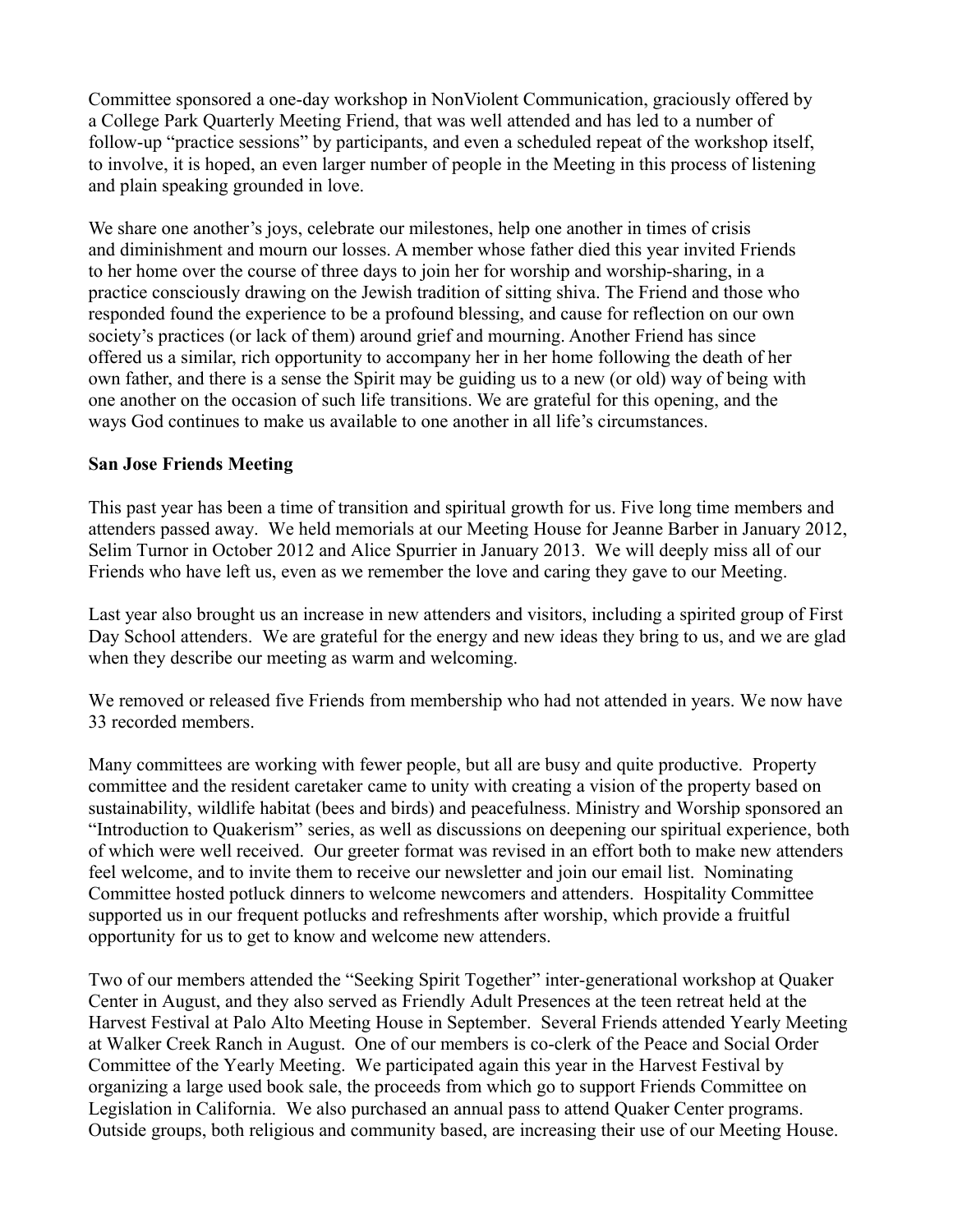Committee sponsored a one-day workshop in NonViolent Communication, graciously offered by a College Park Quarterly Meeting Friend, that was well attended and has led to a number of follow-up "practice sessions" by participants, and even a scheduled repeat of the workshop itself, to involve, it is hoped, an even larger number of people in the Meeting in this process of listening and plain speaking grounded in love.

We share one another's joys, celebrate our milestones, help one another in times of crisis and diminishment and mourn our losses. A member whose father died this year invited Friends to her home over the course of three days to join her for worship and worship-sharing, in a practice consciously drawing on the Jewish tradition of sitting shiva. The Friend and those who responded found the experience to be a profound blessing, and cause for reflection on our own society's practices (or lack of them) around grief and mourning. Another Friend has since offered us a similar, rich opportunity to accompany her in her home following the death of her own father, and there is a sense the Spirit may be guiding us to a new (or old) way of being with one another on the occasion of such life transitions. We are grateful for this opening, and the ways God continues to make us available to one another in all life's circumstances.

**San Jose Friends Meeting**

This past year has been a time of transition and spiritual growth for us. Five long time members and attenders passed away. We held memorials at our Meeting House for Jeanne Barber in January 2012, Selim Turnor in October 2012 and Alice Spurrier in January 2013. We will deeply miss all of our Friends who have left us, even as we remember the love and caring they gave to our Meeting.

Last year also brought us an increase in new attenders and visitors, including a spirited group of First Day School attenders. We are grateful for the energy and new ideas they bring to us, and we are glad when they describe our meeting as warm and welcoming.

We removed or released five Friends from membership who had not attended in years. We now have 33 recorded members.

Many committees are working with fewer people, but all are busy and quite productive. Property committee and the resident caretaker came to unity with creating a vision of the property based on sustainability, wildlife habitat (bees and birds) and peacefulness. Ministry and Worship sponsored an "Introduction to Quakerism" series, as well as discussions on deepening our spiritual experience, both of which were well received. Our greeter format was revised in an effort both to make new attenders feel welcome, and to invite them to receive our newsletter and join our email list. Nominating Committee hosted potluck dinners to welcome newcomers and attenders. Hospitality Committee supported us in our frequent potlucks and refreshments after worship, which provide a fruitful opportunity for us to get to know and welcome new attenders.

Two of our members attended the "Seeking Spirit Together" inter-generational workshop at Quaker Center in August, and they also served as Friendly Adult Presences at the teen retreat held at the Harvest Festival at Palo Alto Meeting House in September. Several Friends attended Yearly Meeting at Walker Creek Ranch in August. One of our members is co-clerk of the Peace and Social Order Committee of the Yearly Meeting. We participated again this year in the Harvest Festival by organizing a large used book sale, the proceeds from which go to support Friends Committee on Legislation in California. We also purchased an annual pass to attend Quaker Center programs. Outside groups, both religious and community based, are increasing their use of our Meeting House.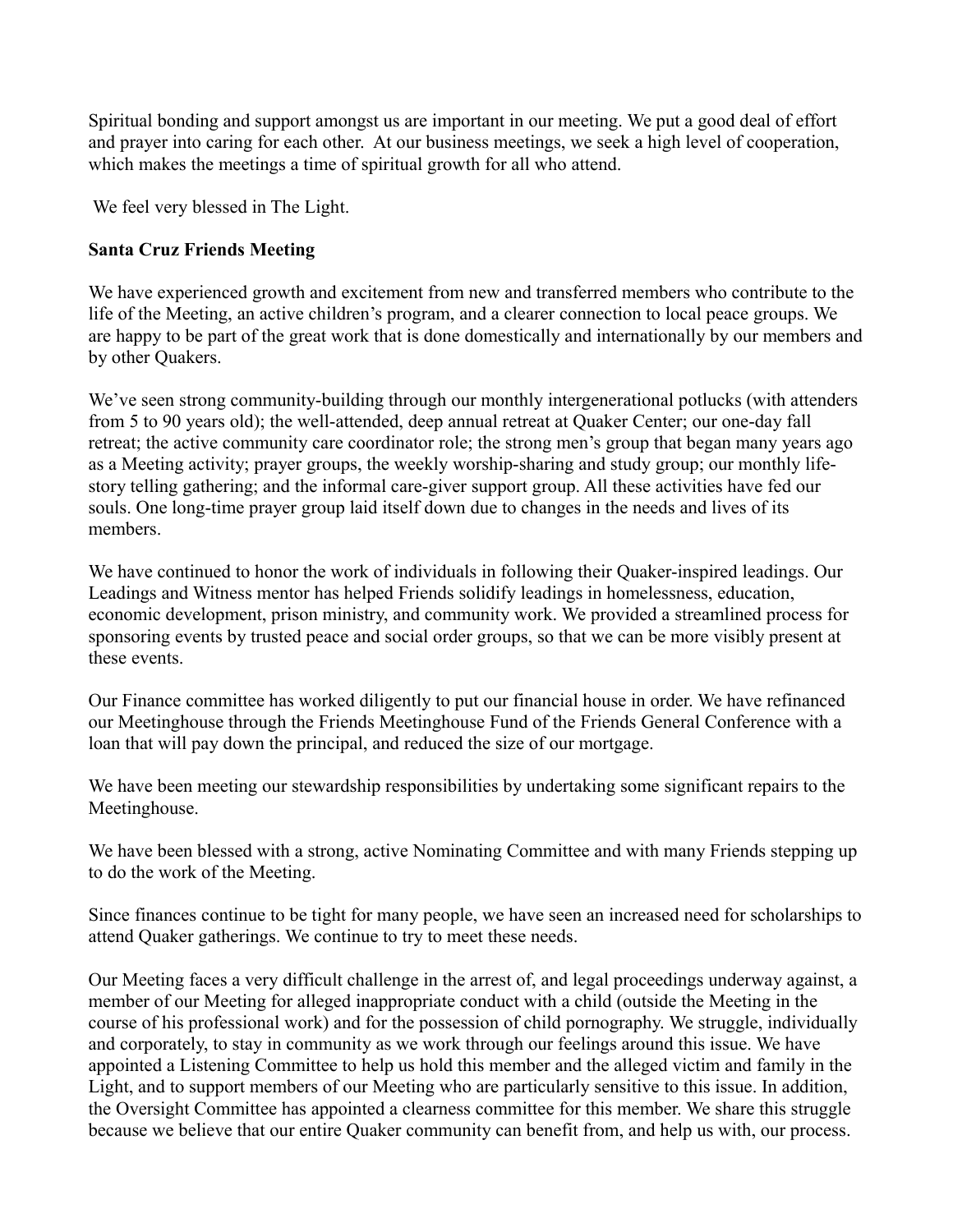Spiritual bonding and support amongst us are important in our meeting. We put a good deal of effort and prayer into caring for each other. At our business meetings, we seek a high level of cooperation, which makes the meetings a time of spiritual growth for all who attend.

We feel very blessed in The Light.

**Santa Cruz Friends Meeting**

We have experienced growth and excitement from new and transferred members who contribute to the life of the Meeting, an active children's program, and a clearer connection to local peace groups. We are happy to be part of the great work that is done domestically and internationally by our members and by other Quakers.

We've seen strong community-building through our monthly intergenerational potlucks (with attenders from 5 to 90 years old); the well-attended, deep annual retreat at Quaker Center; our one-day fall retreat; the active community care coordinator role; the strong men's group that began many years ago as a Meeting activity; prayer groups, the weekly worship-sharing and study group; our monthly life-story telling gathering; and the informal care-giver support group. All these activities have fed our souls. One long-time prayer group laid itself down due to changes in the needs and lives of its members.

We have continued to honor the work of individuals in following their Quaker-inspired leadings. Our Leadings and Witness mentor has helped Friends solidify leadings in homelessness, education, economic development, prison ministry, and community work. We provided a streamlined process for sponsoring events by trusted peace and social order groups, so that we can be more visibly present at these events.

Our Finance committee has worked diligently to put our financial house in order. We have refinanced our Meetinghouse through the Friends Meetinghouse Fund of the Friends General Conference with a loan that will pay down the principal, and reduced the size of our mortgage.

We have been meeting our stewardship responsibilities by undertaking some significant repairs to the Meetinghouse.

We have been blessed with a strong, active Nominating Committee and with many Friends stepping up to do the work of the Meeting.

Since finances continue to be tight for many people, we have seen an increased need for scholarships to attend Quaker gatherings. We continue to try to meet these needs.

Our Meeting faces a very difficult challenge in the arrest of, and legal proceedings underway against, a member of our Meeting for alleged inappropriate conduct with a child (outside the Meeting in the course of his professional work) and for the possession of child pornography. We struggle, individually and corporately, to stay in community as we work through our feelings around this issue. We have appointed a Listening Committee to help us hold this member and the alleged victim and family in the Light, and to support members of our Meeting who are particularly sensitive to this issue. In addition, the Oversight Committee has appointed a clearness committee for this member. We share this struggle because we believe that our entire Quaker community can benefit from, and help us with, our process.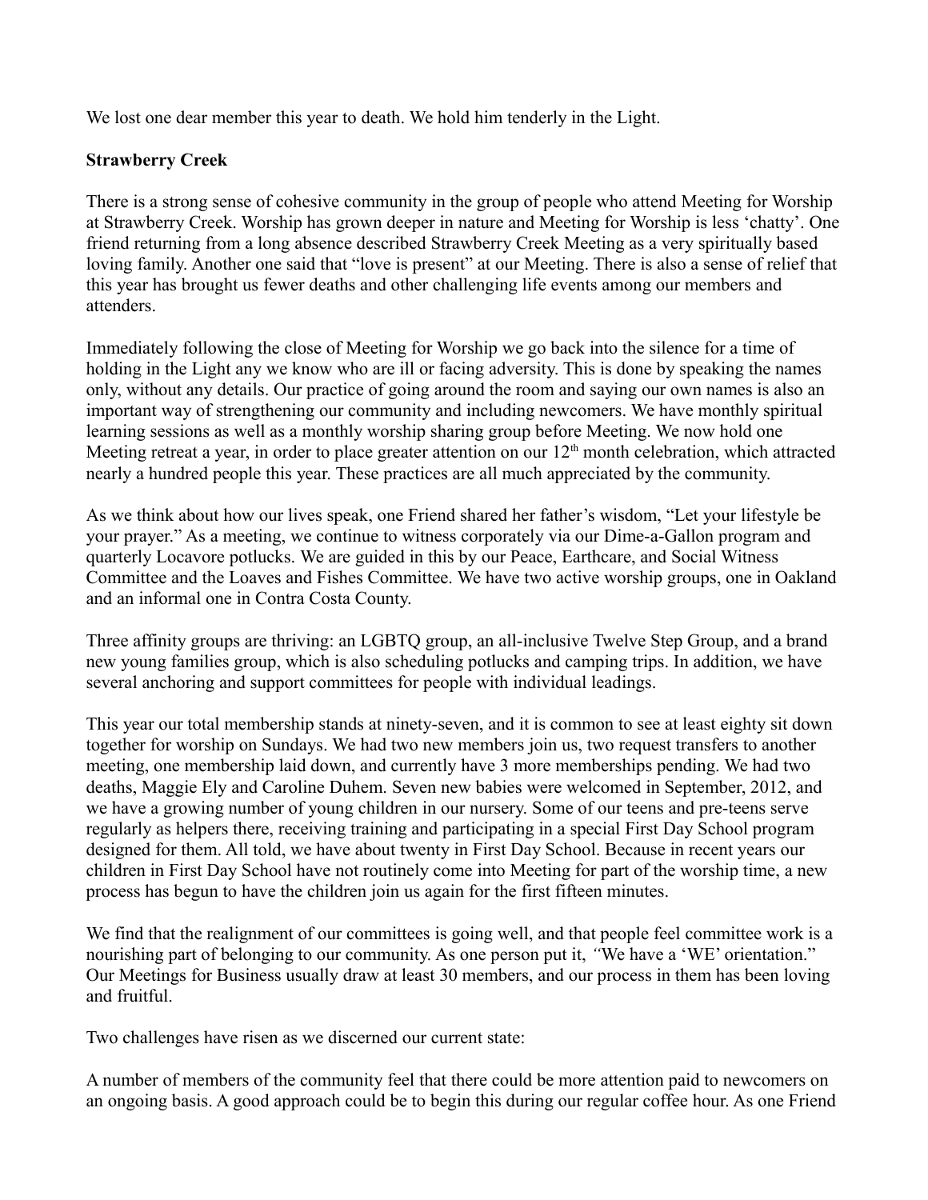We lost one dear member this year to death. We hold him tenderly in the Light.

**Strawberry Creek**

There is a strong sense of cohesive community in the group of people who attend Meeting for Worship at Strawberry Creek. Worship has grown deeper in nature and Meeting for Worship is less 'chatty'. One friend returning from a long absence described Strawberry Creek Meeting as a very spiritually based loving family. Another one said that "love is present" at our Meeting. There is also a sense of relief that this year has brought us fewer deaths and other challenging life events among our members and attenders.

Immediately following the close of Meeting for Worship we go back into the silence for a time of holding in the Light any we know who are ill or facing adversity. This is done by speaking the names only, without any details. Our practice of going around the room and saying our own names is also an important way of strengthening our community and including newcomers. We have monthly spiritual learning sessions as well as a monthly worship sharing group before Meeting. We now hold one Meeting retreat a year, in order to place greater attention on our 12th month celebration, which attracted nearly a hundred people this year. These practices are all much appreciated by the community.

As we think about how our lives speak, one Friend shared her father's wisdom, "Let your lifestyle be your prayer." As a meeting, we continue to witness corporately via our Dime-a-Gallon program and quarterly Locavore potlucks. We are guided in this by our Peace, Earthcare, and Social Witness Committee and the Loaves and Fishes Committee. We have two active worship groups, one in Oakland and an informal one in Contra Costa County.

Three affinity groups are thriving: an LGBTQ group, an all-inclusive Twelve Step Group, and a brand new young families group, which is also scheduling potlucks and camping trips. In addition, we have several anchoring and support committees for people with individual leadings.

This year our total membership stands at ninety-seven, and it is common to see at least eighty sit down together for worship on Sundays. We had two new members join us, two request transfers to another meeting, one membership laid down, and currently have 3 more memberships pending. We had two deaths, Maggie Ely and Caroline Duhem. Seven new babies were welcomed in September, 2012, and we have a growing number of young children in our nursery. Some of our teens and pre-teens serve regularly as helpers there, receiving training and participating in a special First Day School program designed for them. All told, we have about twenty in First Day School. Because in recent years our children in First Day School have not routinely come into Meeting for part of the worship time, a new process has begun to have the children join us again for the first fifteen minutes.

We find that the realignment of our committees is going well, and that people feel committee work is a nourishing part of belonging to our community. As one person put it, "We have a 'WE' orientation." Our Meetings for Business usually draw at least 30 members, and our process in them has been loving and fruitful.

Two challenges have risen as we discerned our current state:

A number of members of the community feel that there could be more attention paid to newcomers on an ongoing basis. A good approach could be to begin this during our regular coffee hour. As one Friend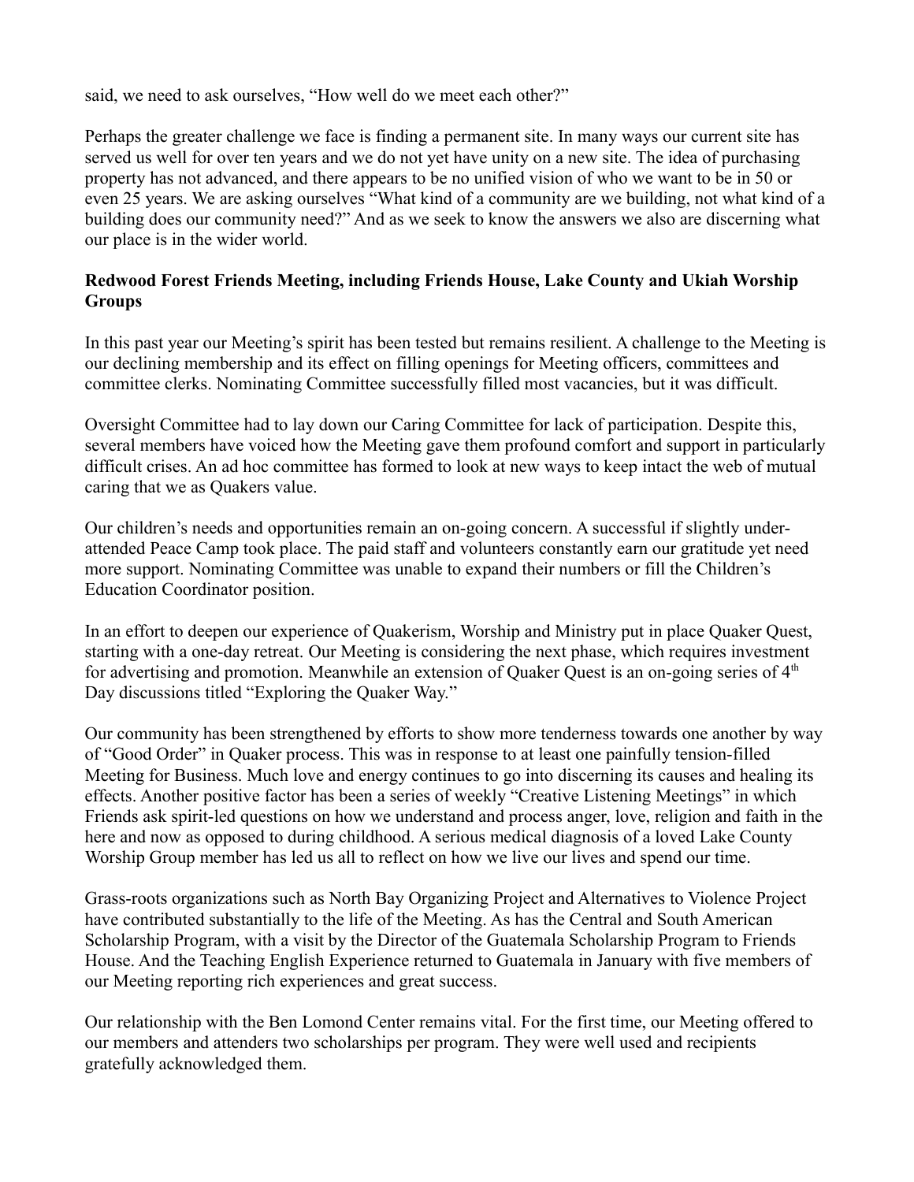said, we need to ask ourselves, "How well do we meet each other?"

Perhaps the greater challenge we face is finding a permanent site. In many ways our current site has served us well for over ten years and we do not yet have unity on a new site. The idea of purchasing property has not advanced, and there appears to be no unified vision of who we want to be in 50 or even 25 years. We are asking ourselves "What kind of a community are we building, not what kind of a building does our community need?" And as we seek to know the answers we also are discerning what our place is in the wider world.

**Redwood Forest Friends Meeting, including Friends House, Lake County and Ukiah Worship Groups**

In this past year our Meeting's spirit has been tested but remains resilient. A challenge to the Meeting is our declining membership and its effect on filling openings for Meeting officers, committees and committee clerks. Nominating Committee successfully filled most vacancies, but it was difficult.

Oversight Committee had to lay down our Caring Committee for lack of participation. Despite this, several members have voiced how the Meeting gave them profound comfort and support in particularly difficult crises. An ad hoc committee has formed to look at new ways to keep intact the web of mutual caring that we as Quakers value.

Our children's needs and opportunities remain an on-going concern. A successful if slightly under-attended Peace Camp took place. The paid staff and volunteers constantly earn our gratitude yet need more support. Nominating Committee was unable to expand their numbers or fill the Children's Education Coordinator position.

In an effort to deepen our experience of Quakerism, Worship and Ministry put in place Quaker Quest, starting with a one-day retreat. Our Meeting is considering the next phase, which requires investment for advertising and promotion. Meanwhile an extension of Quaker Quest is an on-going series of 4th Day discussions titled "Exploring the Quaker Way."

Our community has been strengthened by efforts to show more tenderness towards one another by way of "Good Order" in Quaker process. This was in response to at least one painfully tension-filled Meeting for Business. Much love and energy continues to go into discerning its causes and healing its effects. Another positive factor has been a series of weekly "Creative Listening Meetings" in which Friends ask spirit-led questions on how we understand and process anger, love, religion and faith in the here and now as opposed to during childhood. A serious medical diagnosis of a loved Lake County Worship Group member has led us all to reflect on how we live our lives and spend our time.

Grass-roots organizations such as North Bay Organizing Project and Alternatives to Violence Project have contributed substantially to the life of the Meeting. As has the Central and South American Scholarship Program, with a visit by the Director of the Guatemala Scholarship Program to Friends House. And the Teaching English Experience returned to Guatemala in January with five members of our Meeting reporting rich experiences and great success.

Our relationship with the Ben Lomond Center remains vital. For the first time, our Meeting offered to our members and attenders two scholarships per program. They were well used and recipients gratefully acknowledged them.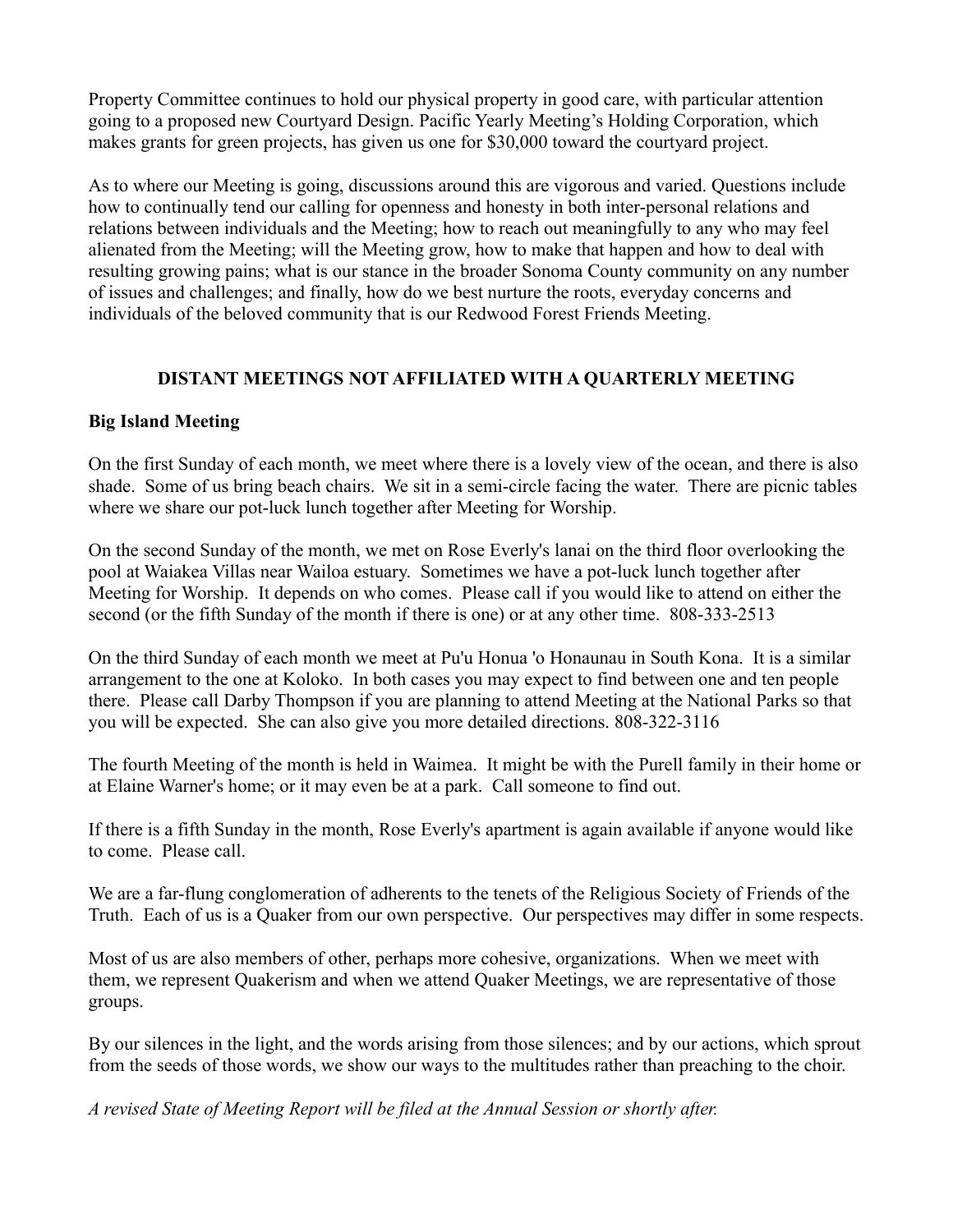Property Committee continues to hold our physical property in good care, with particular attention going to a proposed new Courtyard Design. Pacific Yearly Meeting's Holding Corporation, which makes grants for green projects, has given us one for $30,000 toward the courtyard project.

As to where our Meeting is going, discussions around this are vigorous and varied. Questions include how to continually tend our calling for openness and honesty in both inter-personal relations and relations between individuals and the Meeting; how to reach out meaningfully to any who may feel alienated from the Meeting; will the Meeting grow, how to make that happen and how to deal with resulting growing pains; what is our stance in the broader Sonoma County community on any number of issues and challenges; and finally, how do we best nurture the roots, everyday concerns and individuals of the beloved community that is our Redwood Forest Friends Meeting.

## DISTANT MEETINGS NOT AFFILIATED WITH A QUARTERLY MEETING

### Big Island Meeting

On the first Sunday of each month, we meet where there is a lovely view of the ocean, and there is also shade. Some of us bring beach chairs. We sit in a semi-circle facing the water. There are picnic tables where we share our pot-luck lunch together after Meeting for Worship.

On the second Sunday of the month, we met on Rose Everly's lanai on the third floor overlooking the pool at Waiakea Villas near Wailoa estuary. Sometimes we have a pot-luck lunch together after Meeting for Worship. It depends on who comes. Please call if you would like to attend on either the second (or the fifth Sunday of the month if there is one) or at any other time. 808-333-2513

On the third Sunday of each month we meet at Pu'u Honua 'o Honaunau in South Kona. It is a similar arrangement to the one at Koloko. In both cases you may expect to find between one and ten people there. Please call Darby Thompson if you are planning to attend Meeting at the National Parks so that you will be expected. She can also give you more detailed directions. 808-322-3116

The fourth Meeting of the month is held in Waimea. It might be with the Purell family in their home or at Elaine Warner's home; or it may even be at a park. Call someone to find out.

If there is a fifth Sunday in the month, Rose Everly's apartment is again available if anyone would like to come. Please call.

We are a far-flung conglomeration of adherents to the tenets of the Religious Society of Friends of the Truth. Each of us is a Quaker from our own perspective. Our perspectives may differ in some respects.

Most of us are also members of other, perhaps more cohesive, organizations. When we meet with them, we represent Quakerism and when we attend Quaker Meetings, we are representative of those groups.

By our silences in the light, and the words arising from those silences; and by our actions, which sprout from the seeds of those words, we show our ways to the multitudes rather than preaching to the choir.

*A revised State of Meeting Report will be filed at the Annual Session or shortly after.*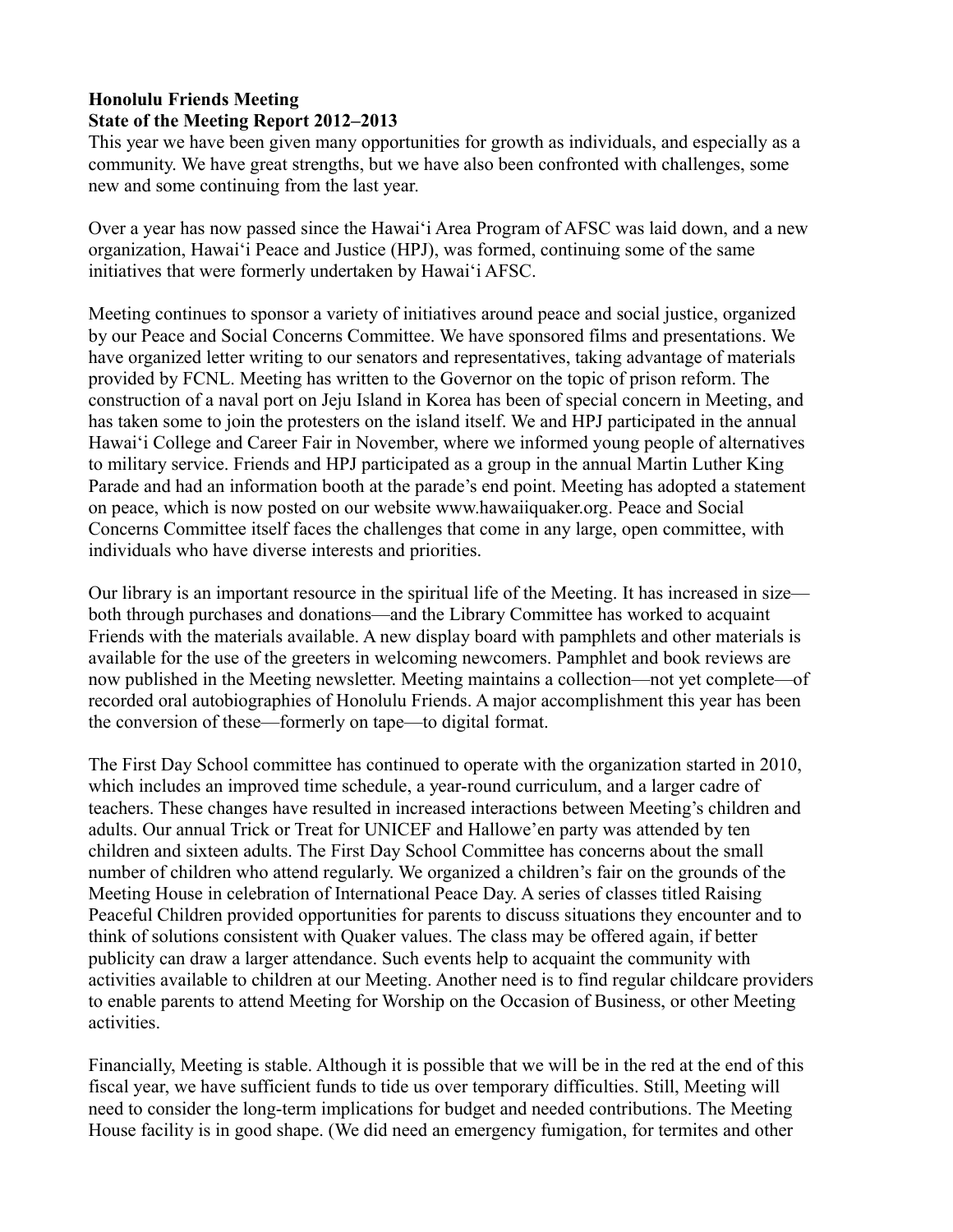**Honolulu Friends Meeting**
**State of the Meeting Report 2012–2013**

This year we have been given many opportunities for growth as individuals, and especially as a community. We have great strengths, but we have also been confronted with challenges, some new and some continuing from the last year.

Over a year has now passed since the Hawaiʻi Area Program of AFSC was laid down, and a new organization, Hawaiʻi Peace and Justice (HPJ), was formed, continuing some of the same initiatives that were formerly undertaken by Hawaiʻi AFSC.

Meeting continues to sponsor a variety of initiatives around peace and social justice, organized by our Peace and Social Concerns Committee. We have sponsored films and presentations. We have organized letter writing to our senators and representatives, taking advantage of materials provided by FCNL. Meeting has written to the Governor on the topic of prison reform. The construction of a naval port on Jeju Island in Korea has been of special concern in Meeting, and has taken some to join the protesters on the island itself. We and HPJ participated in the annual Hawaiʻi College and Career Fair in November, where we informed young people of alternatives to military service. Friends and HPJ participated as a group in the annual Martin Luther King Parade and had an information booth at the parade's end point. Meeting has adopted a statement on peace, which is now posted on our website www.hawaiiquaker.org. Peace and Social Concerns Committee itself faces the challenges that come in any large, open committee, with individuals who have diverse interests and priorities.

Our library is an important resource in the spiritual life of the Meeting. It has increased in size—both through purchases and donations—and the Library Committee has worked to acquaint Friends with the materials available. A new display board with pamphlets and other materials is available for the use of the greeters in welcoming newcomers. Pamphlet and book reviews are now published in the Meeting newsletter. Meeting maintains a collection—not yet complete—of recorded oral autobiographies of Honolulu Friends. A major accomplishment this year has been the conversion of these—formerly on tape—to digital format.

The First Day School committee has continued to operate with the organization started in 2010, which includes an improved time schedule, a year-round curriculum, and a larger cadre of teachers. These changes have resulted in increased interactions between Meeting's children and adults. Our annual Trick or Treat for UNICEF and Hallowe'en party was attended by ten children and sixteen adults. The First Day School Committee has concerns about the small number of children who attend regularly. We organized a children's fair on the grounds of the Meeting House in celebration of International Peace Day. A series of classes titled Raising Peaceful Children provided opportunities for parents to discuss situations they encounter and to think of solutions consistent with Quaker values. The class may be offered again, if better publicity can draw a larger attendance. Such events help to acquaint the community with activities available to children at our Meeting. Another need is to find regular childcare providers to enable parents to attend Meeting for Worship on the Occasion of Business, or other Meeting activities.

Financially, Meeting is stable. Although it is possible that we will be in the red at the end of this fiscal year, we have sufficient funds to tide us over temporary difficulties. Still, Meeting will need to consider the long-term implications for budget and needed contributions. The Meeting House facility is in good shape. (We did need an emergency fumigation, for termites and other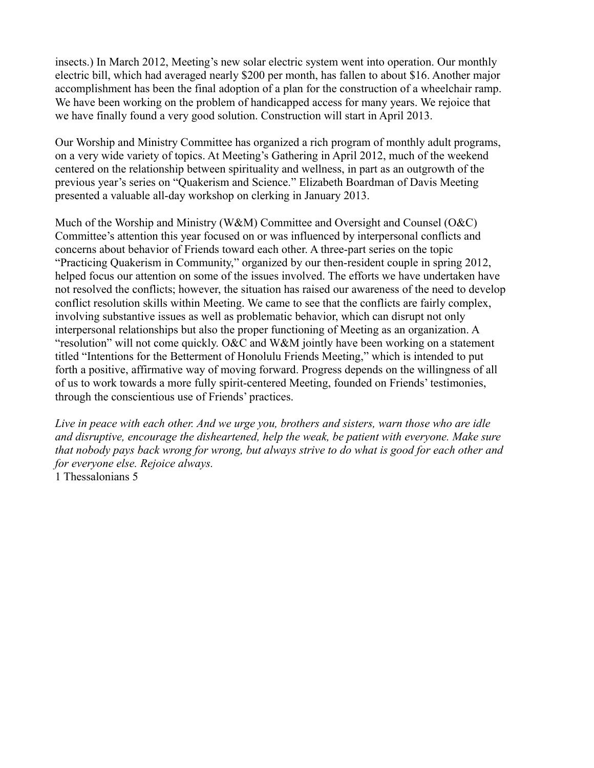insects.) In March 2012, Meeting's new solar electric system went into operation. Our monthly electric bill, which had averaged nearly $200 per month, has fallen to about $16. Another major accomplishment has been the final adoption of a plan for the construction of a wheelchair ramp. We have been working on the problem of handicapped access for many years. We rejoice that we have finally found a very good solution. Construction will start in April 2013.

Our Worship and Ministry Committee has organized a rich program of monthly adult programs, on a very wide variety of topics. At Meeting's Gathering in April 2012, much of the weekend centered on the relationship between spirituality and wellness, in part as an outgrowth of the previous year's series on "Quakerism and Science." Elizabeth Boardman of Davis Meeting presented a valuable all-day workshop on clerking in January 2013.

Much of the Worship and Ministry (W&M) Committee and Oversight and Counsel (O&C) Committee's attention this year focused on or was influenced by interpersonal conflicts and concerns about behavior of Friends toward each other. A three-part series on the topic "Practicing Quakerism in Community," organized by our then-resident couple in spring 2012, helped focus our attention on some of the issues involved. The efforts we have undertaken have not resolved the conflicts; however, the situation has raised our awareness of the need to develop conflict resolution skills within Meeting. We came to see that the conflicts are fairly complex, involving substantive issues as well as problematic behavior, which can disrupt not only interpersonal relationships but also the proper functioning of Meeting as an organization. A "resolution" will not come quickly. O&C and W&M jointly have been working on a statement titled "Intentions for the Betterment of Honolulu Friends Meeting," which is intended to put forth a positive, affirmative way of moving forward. Progress depends on the willingness of all of us to work towards a more fully spirit-centered Meeting, founded on Friends' testimonies, through the conscientious use of Friends' practices.

*Live in peace with each other. And we urge you, brothers and sisters, warn those who are idle and disruptive, encourage the disheartened, help the weak, be patient with everyone. Make sure that nobody pays back wrong for wrong, but always strive to do what is good for each other and for everyone else. Rejoice always.*
1 Thessalonians 5